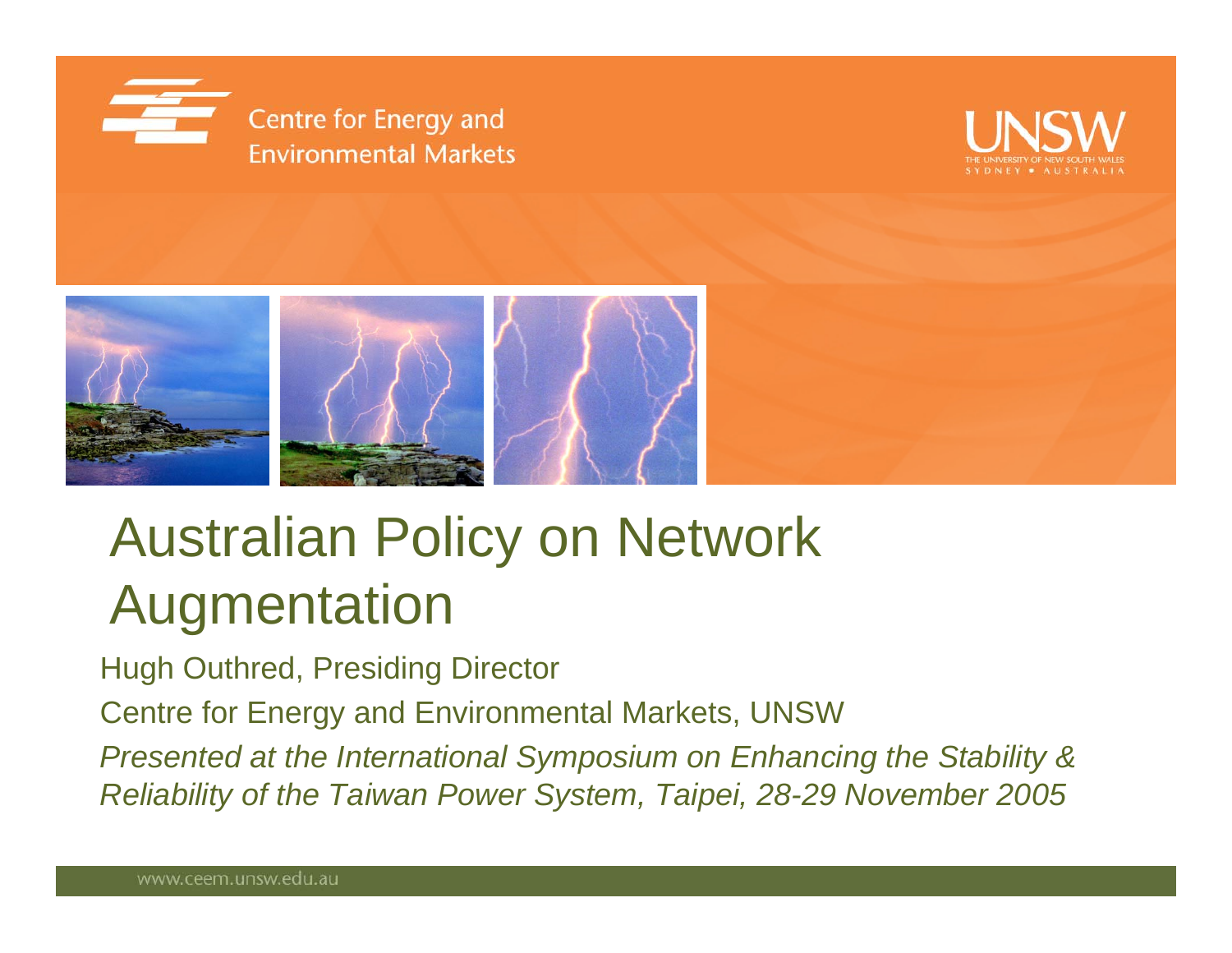Centre for Energy and Environmental Markets

UNSW
THE UNIVERSITY OF NEW SOUTH WALES
SYDNEY • AUSTRALIA

# Australian Policy on Network Augmentation

Hugh Outhred, Presiding Director

Centre for Energy and Environmental Markets, UNSW

*Presented at the International Symposium on Enhancing the Stability & Reliability of the Taiwan Power System, Taipei, 28-29 November 2005*

www.ceem.unsw.edu.au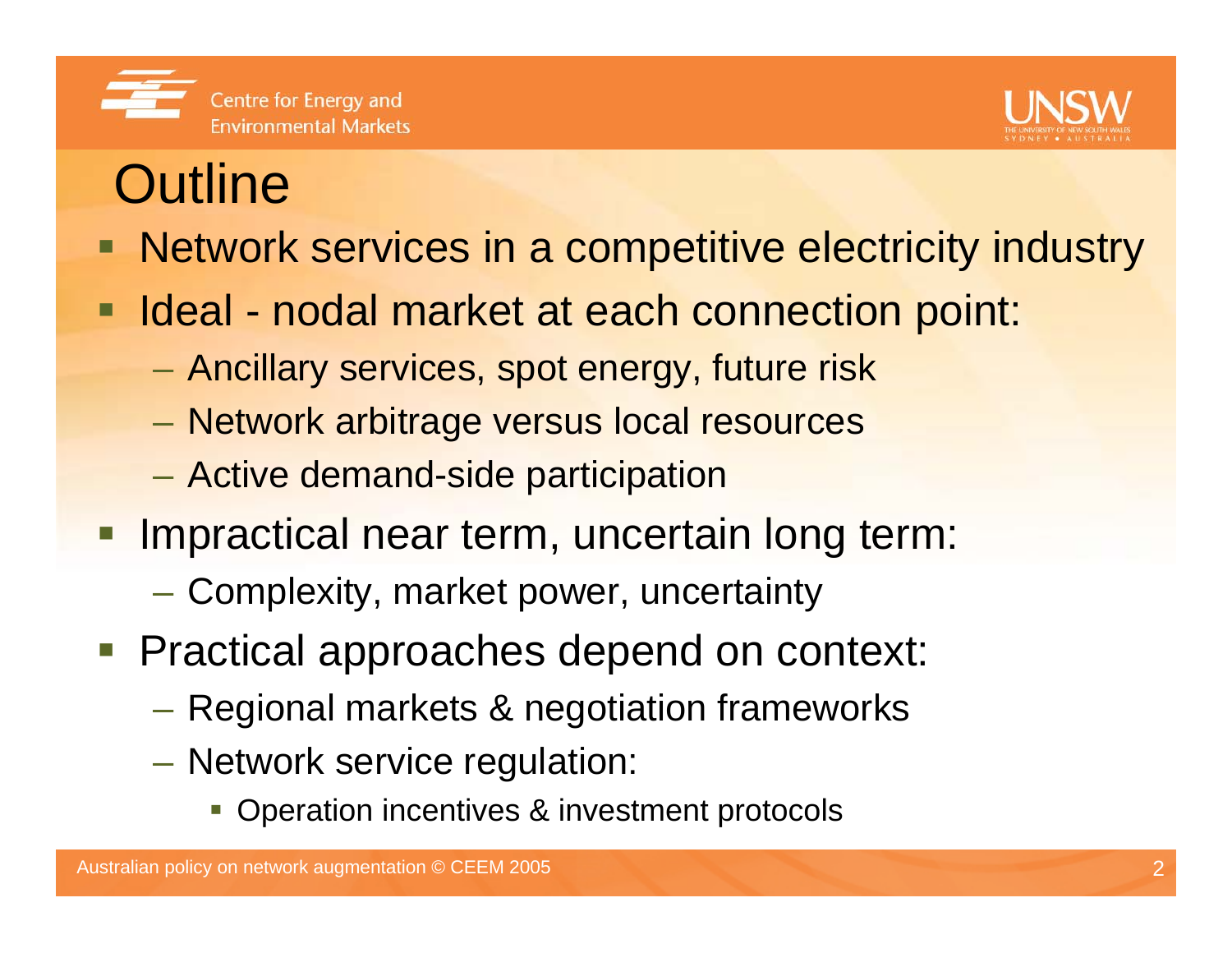# Outline

- Network services in a competitive electricity industry
- Ideal - nodal market at each connection point:
  - Ancillary services, spot energy, future risk
  - Network arbitrage versus local resources
  - Active demand-side participation
- Impractical near term, uncertain long term:
  - Complexity, market power, uncertainty
- Practical approaches depend on context:
  - Regional markets & negotiation frameworks
  - Network service regulation:
    - Operation incentives & investment protocols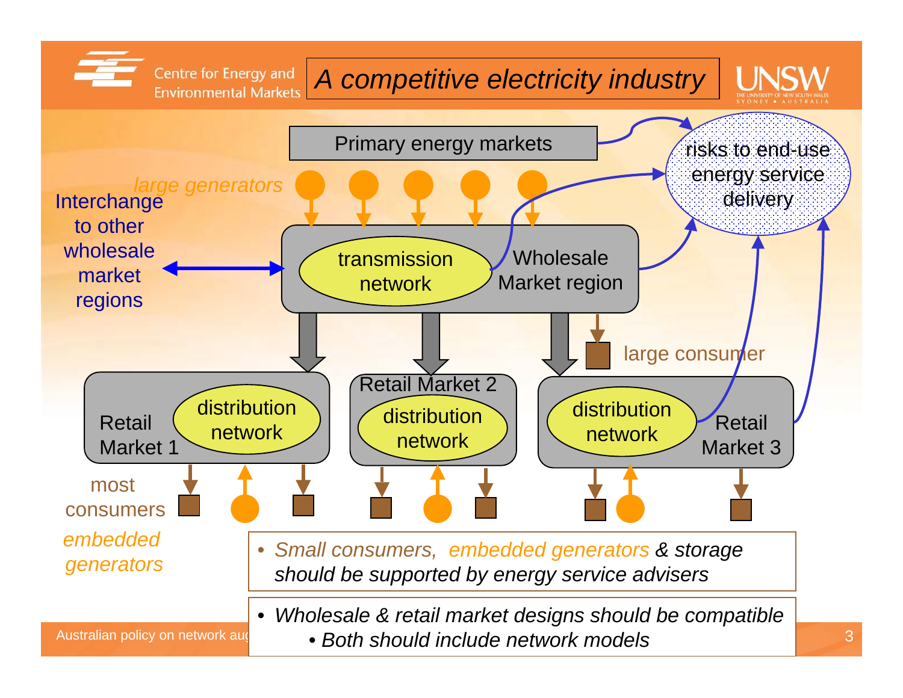# A competitive electricity industry

Primary energy markets

risks to end-use energy service delivery

large generators

Interchange to other wholesale market regions

transmission network

Wholesale Market region

large consumer

Retail Market 1

distribution network

Retail Market 2

distribution network

distribution network

Retail Market 3

most consumers

embedded generators

- *Small consumers, embedded generators & storage should be supported by energy service advisers*

- *Wholesale & retail market designs should be compatible*
  - *Both should include network models*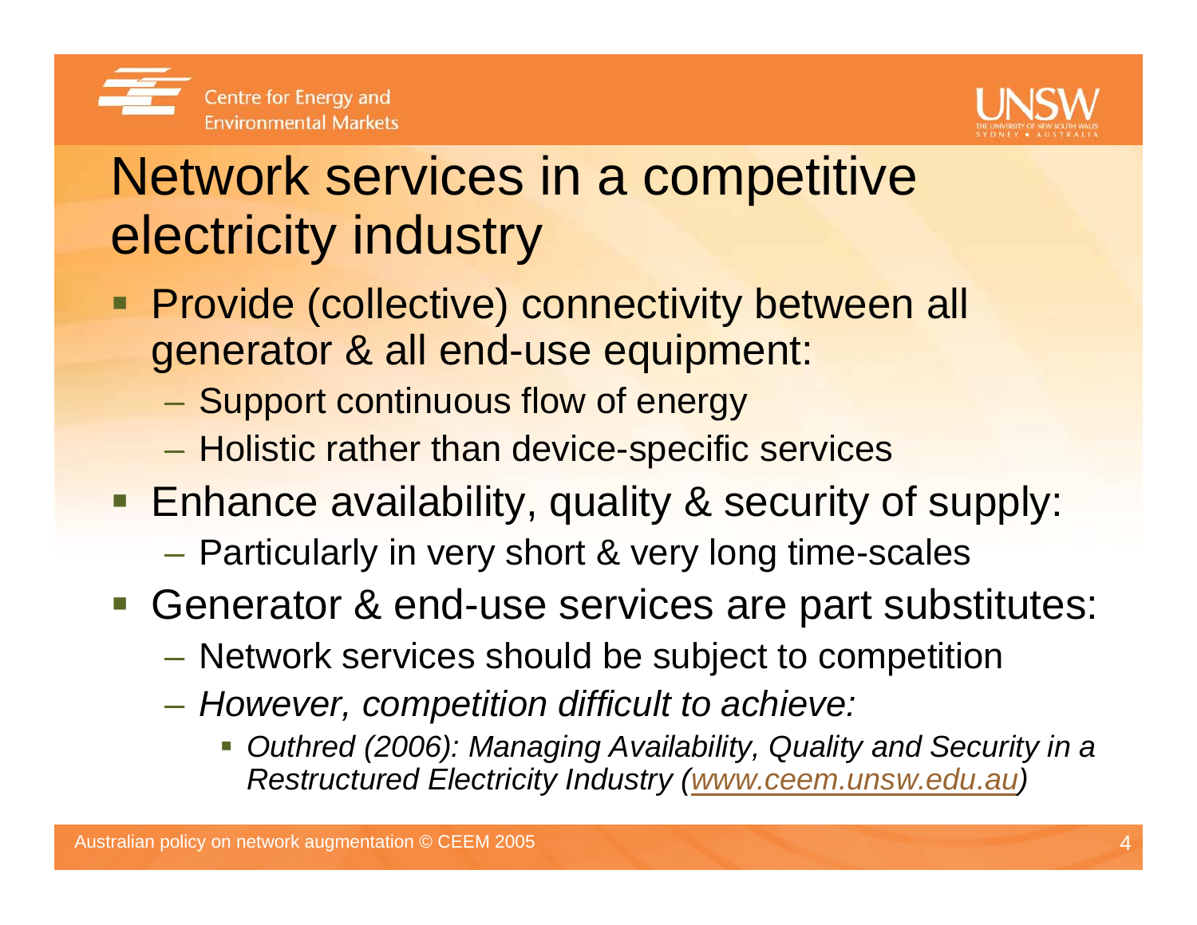# Network services in a competitive electricity industry

- Provide (collective) connectivity between all generator & all end-use equipment:
  - Support continuous flow of energy
  - Holistic rather than device-specific services
- Enhance availability, quality & security of supply:
  - Particularly in very short & very long time-scales
- Generator & end-use services are part substitutes:
  - Network services should be subject to competition
  - *However, competition difficult to achieve:*
    - *Outhred (2006): Managing Availability, Quality and Security in a Restructured Electricity Industry (www.ceem.unsw.edu.au)*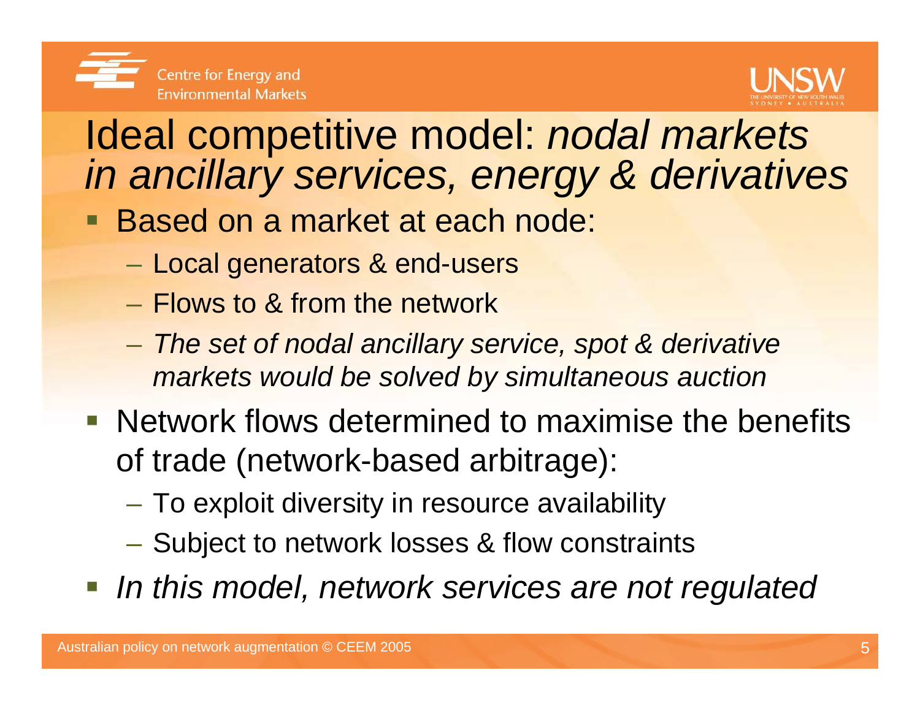# Ideal competitive model: *nodal markets in ancillary services, energy & derivatives*

- Based on a market at each node:
  - Local generators & end-users
  - Flows to & from the network
  - *The set of nodal ancillary service, spot & derivative markets would be solved by simultaneous auction*
- Network flows determined to maximise the benefits of trade (network-based arbitrage):
  - To exploit diversity in resource availability
  - Subject to network losses & flow constraints
- *In this model, network services are not regulated*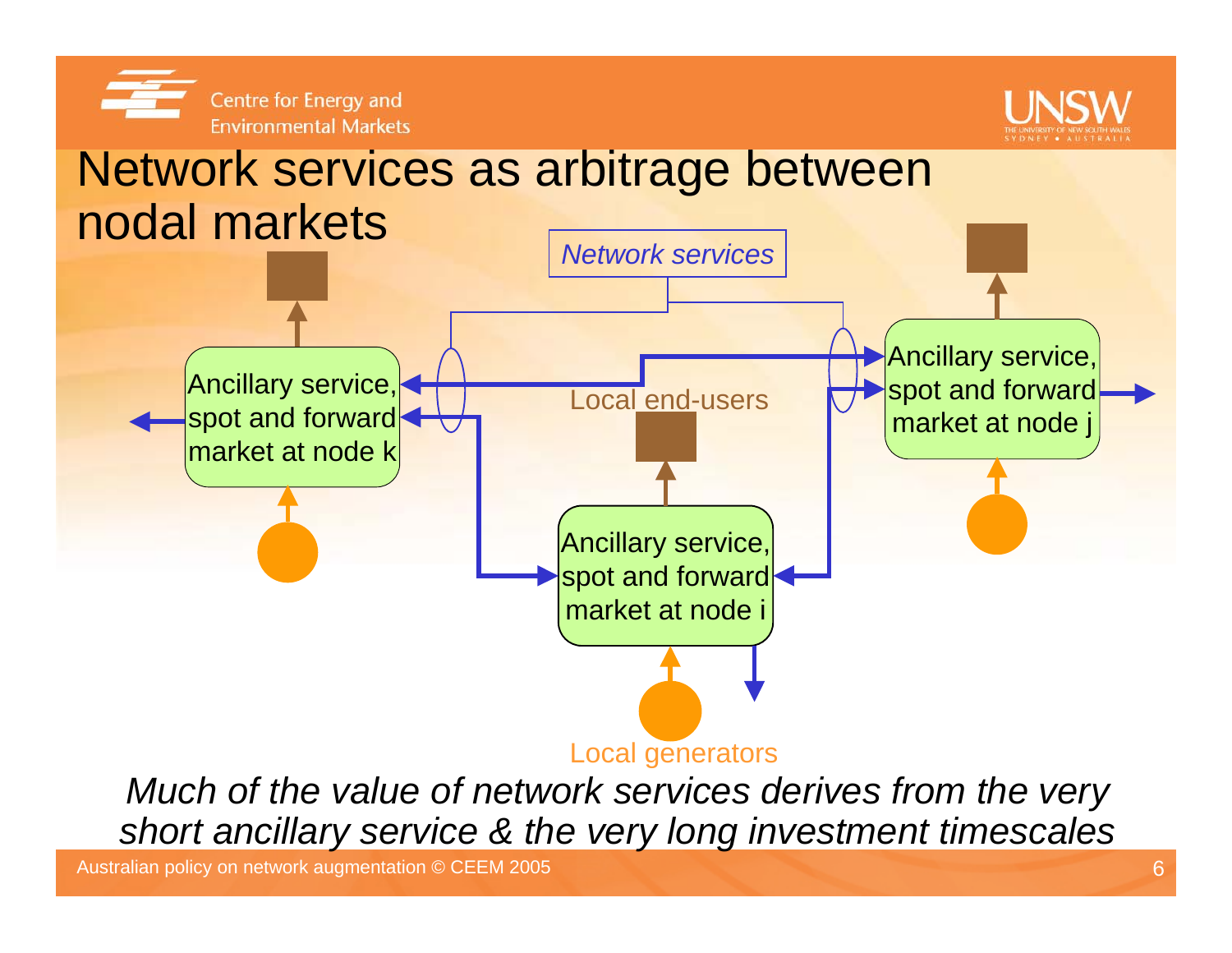# Network services as arbitrage between nodal markets

Network services

Ancillary service, spot and forward market at node k

Local end-users

Ancillary service, spot and forward market at node j

Ancillary service, spot and forward market at node i

Local generators

*Much of the value of network services derives from the very short ancillary service & the very long investment timescales*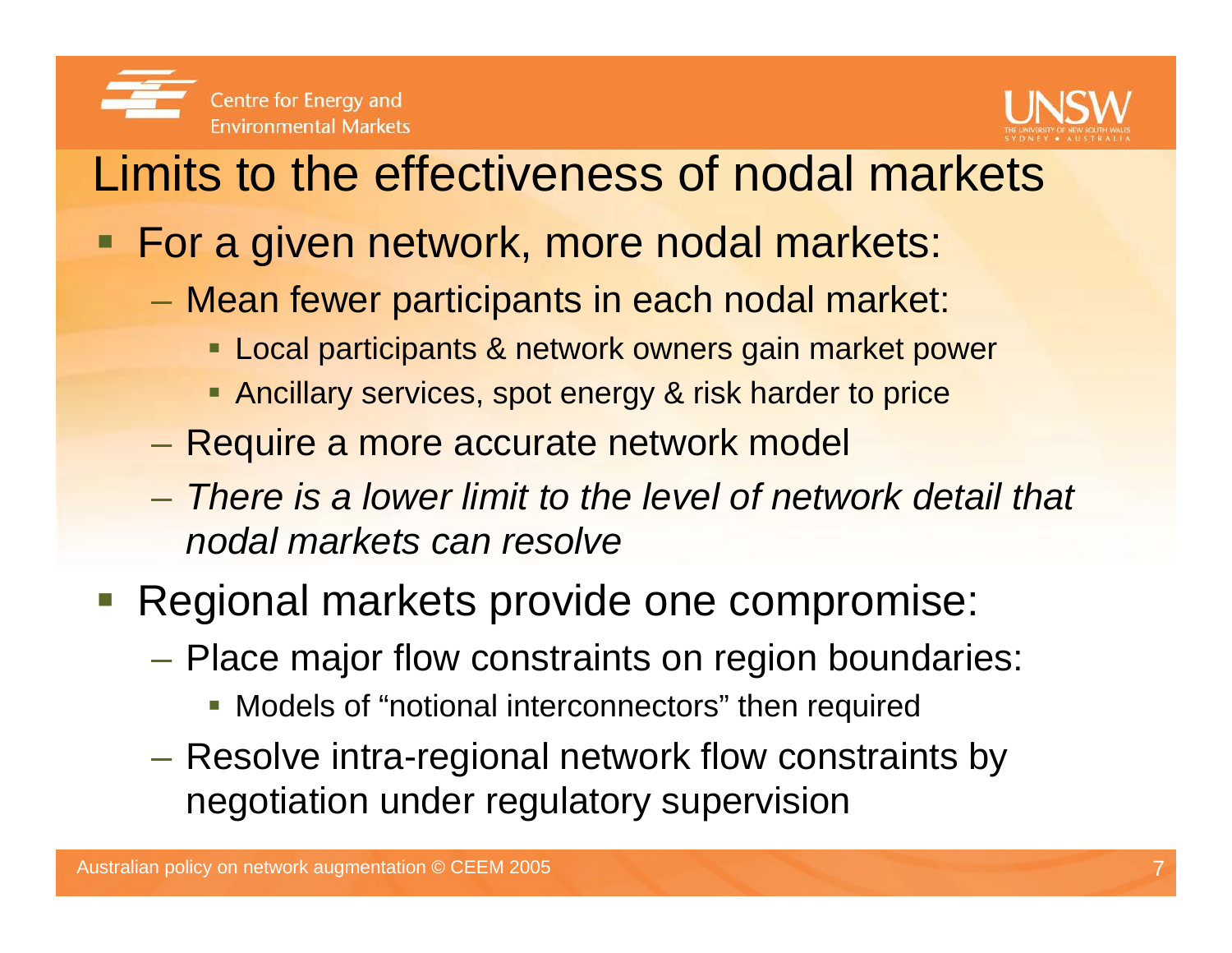# Limits to the effectiveness of nodal markets

- For a given network, more nodal markets:
  - Mean fewer participants in each nodal market:
    - Local participants & network owners gain market power
    - Ancillary services, spot energy & risk harder to price
  - Require a more accurate network model
  - *There is a lower limit to the level of network detail that nodal markets can resolve*
- Regional markets provide one compromise:
  - Place major flow constraints on region boundaries:
    - Models of "notional interconnectors" then required
  - Resolve intra-regional network flow constraints by negotiation under regulatory supervision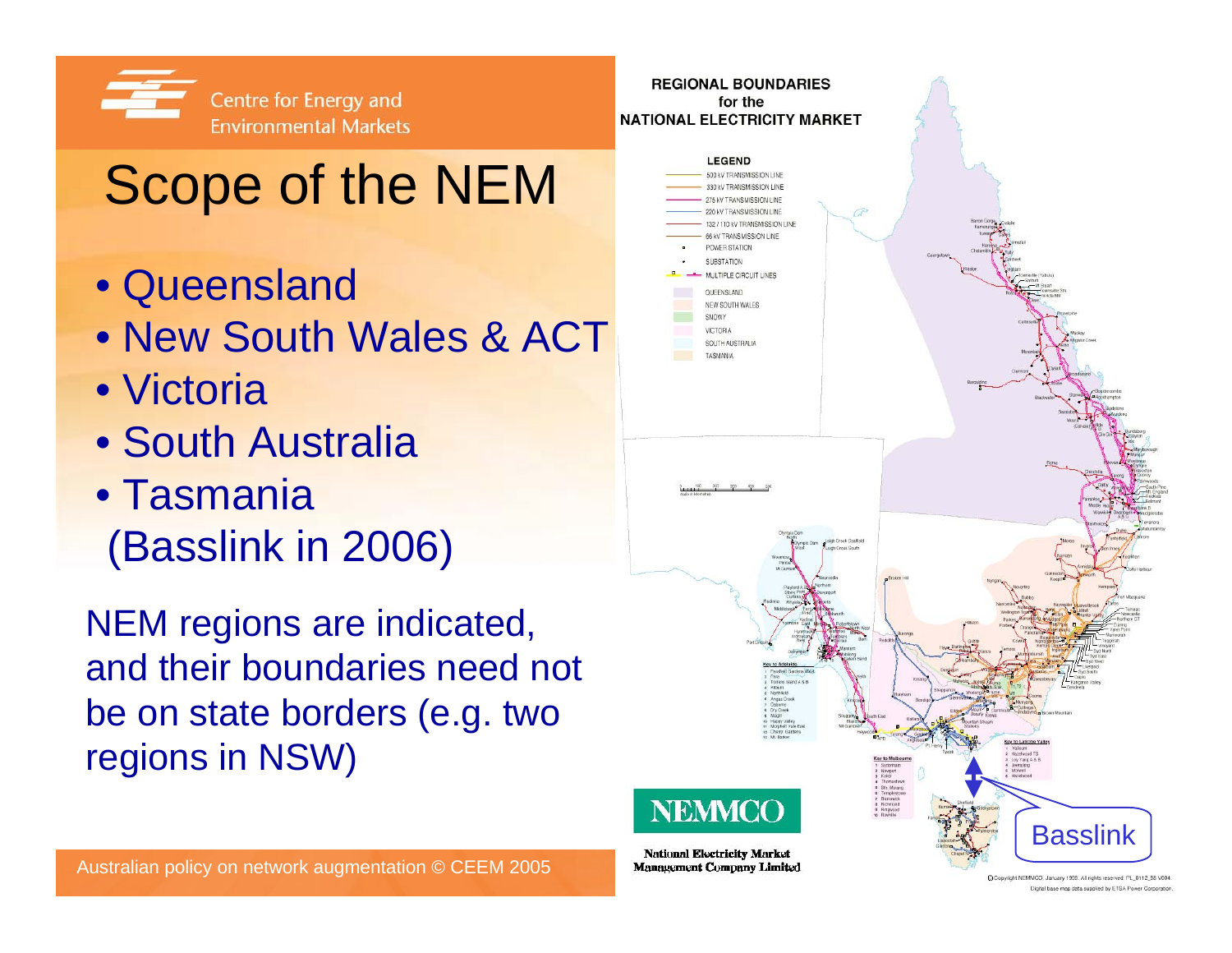# Scope of the NEM

- Queensland
- New South Wales & ACT
- Victoria
- South Australia
- Tasmania
  (Basslink in 2006)

NEM regions are indicated, and their boundaries need not be on state borders (e.g. two regions in NSW)

REGIONAL BOUNDARIES
for the
NATIONAL ELECTRICITY MARKET

LEGEND

500 kV TRANSMISSION LINE
330 kV TRANSMISSION LINE
275 kV TRANSMISSION LINE
220 kV TRANSMISSION LINE
132 / 110 kV TRANSMISSION LINE
66 kV TRANSMISSION LINE
POWER STATION
SUBSTATION
MULTIPLE CIRCUIT LINES

QUEENSLAND
NEW SOUTH WALES
SNOWY
VICTORIA
SOUTH AUSTRALIA
TASMANIA

Basslink

NEMMCO
National Electricity Market Management Company Limited

© Copyright NEMMCO, January 1999. All rights reserved.
Digital base map data supplied by ETSA Power Corporation.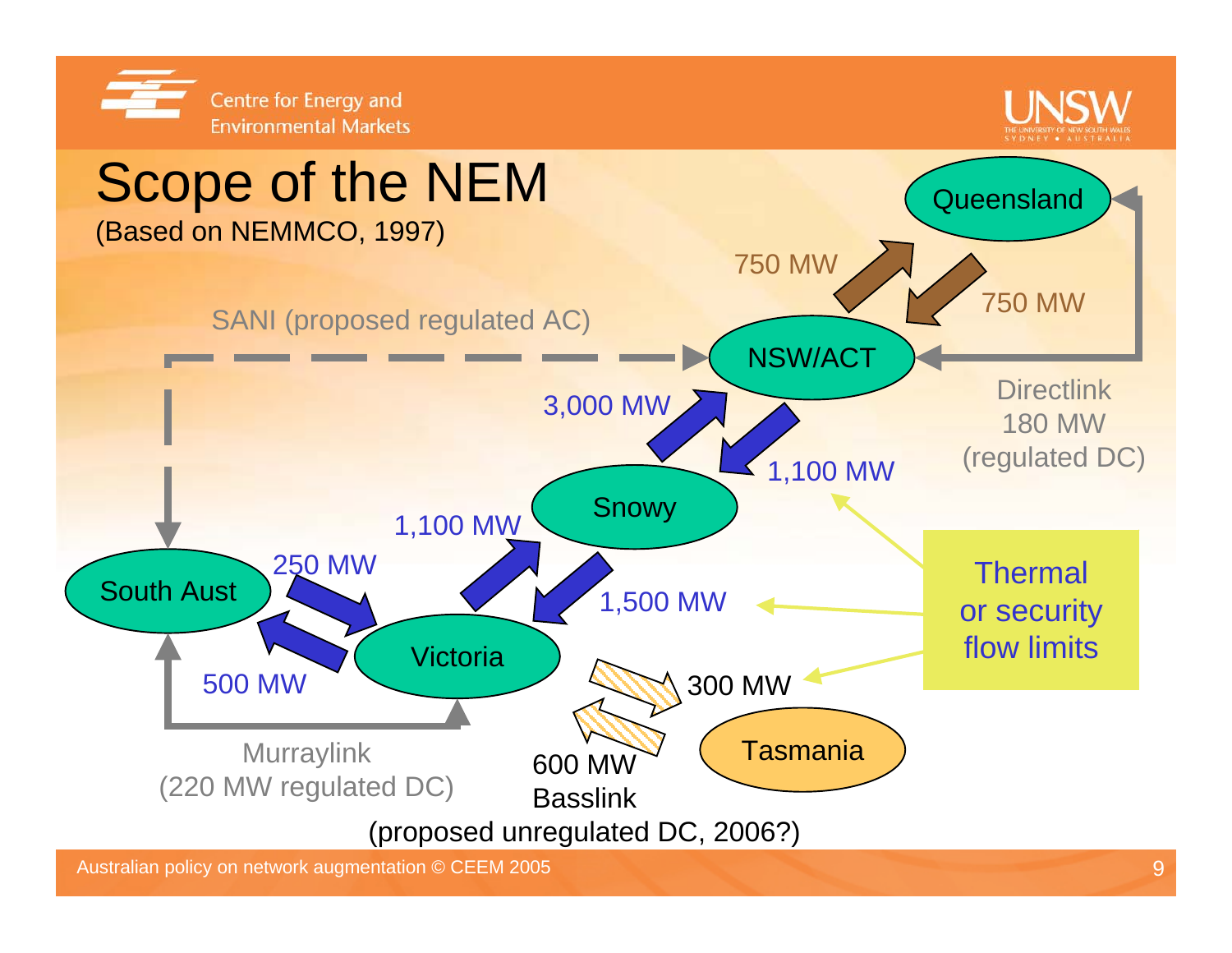# Scope of the NEM

(Based on NEMMCO, 1997)

Queensland

750 MW

750 MW

SANI (proposed regulated AC)

NSW/ACT

Directlink
180 MW
(regulated DC)

3,000 MW

1,100 MW

Snowy

1,100 MW

Thermal
or security
flow limits

South Aust

250 MW

1,500 MW

Victoria

500 MW

300 MW

Tasmania

Murraylink
(220 MW regulated DC)

600 MW
Basslink
(proposed unregulated DC, 2006?)

Australian policy on network augmentation © CEEM 2005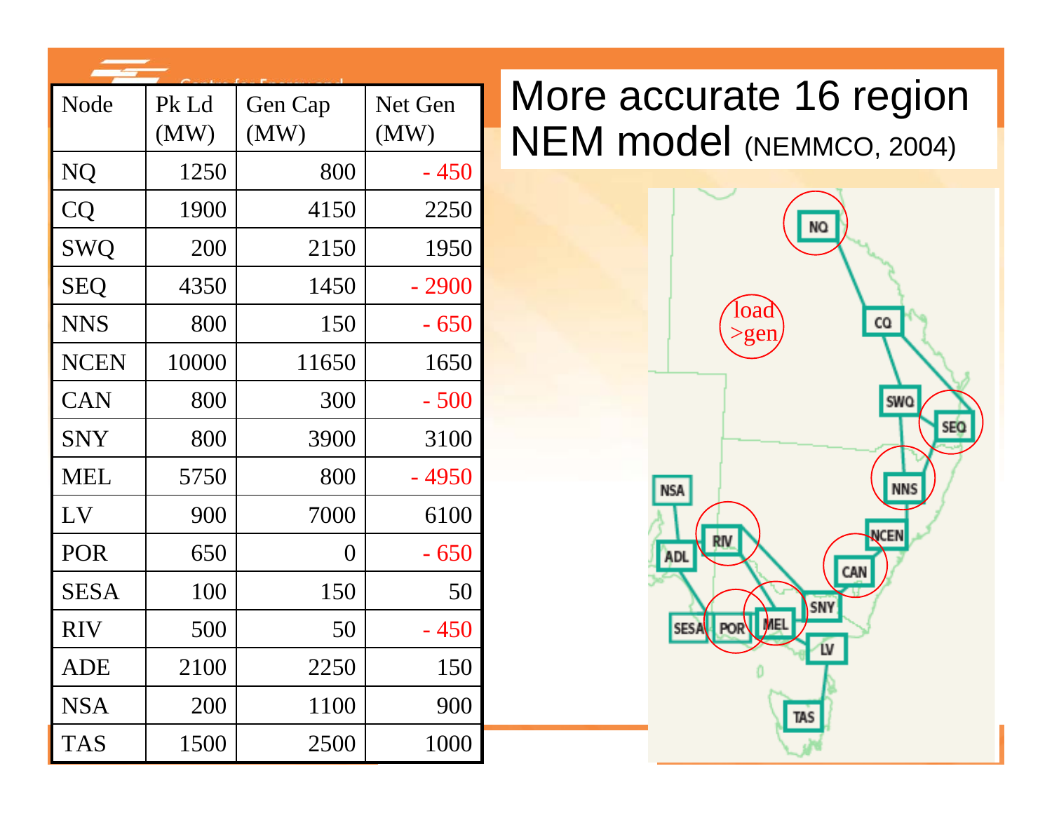# More accurate 16 region NEM model (NEMMCO, 2004)

| Node | Pk Ld (MW) | Gen Cap (MW) | Net Gen (MW) |
|---|---|---|---|
| NQ | 1250 | 800 | - 450 |
| CQ | 1900 | 4150 | 2250 |
| SWQ | 200 | 2150 | 1950 |
| SEQ | 4350 | 1450 | - 2900 |
| NNS | 800 | 150 | - 650 |
| NCEN | 10000 | 11650 | 1650 |
| CAN | 800 | 300 | - 500 |
| SNY | 800 | 3900 | 3100 |
| MEL | 5750 | 800 | - 4950 |
| LV | 900 | 7000 | 6100 |
| POR | 650 | 0 | - 650 |
| SESA | 100 | 150 | 50 |
| RIV | 500 | 50 | - 450 |
| ADE | 2100 | 2250 | 150 |
| NSA | 200 | 1100 | 900 |
| TAS | 1500 | 2500 | 1000 |

load >gen

NQ

CQ

SWQ

SEQ

NNS

NCEN

CAN

SNY

NSA

RIV

ADL

SESA

POR

MEL

LV

TAS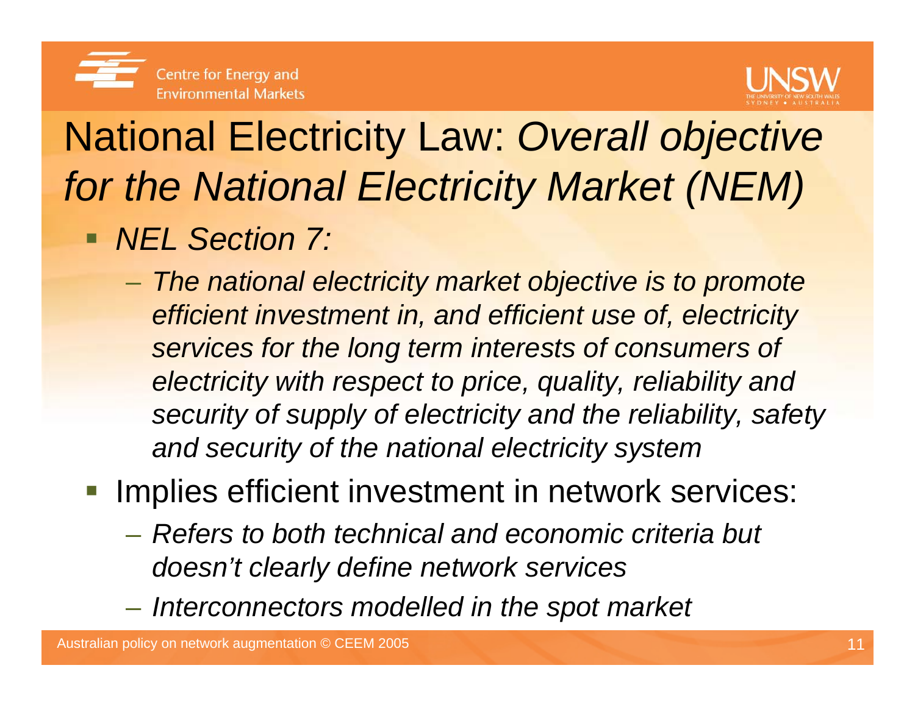# National Electricity Law: *Overall objective for the National Electricity Market (NEM)*

- *NEL Section 7:*
  - *The national electricity market objective is to promote efficient investment in, and efficient use of, electricity services for the long term interests of consumers of electricity with respect to price, quality, reliability and security of supply of electricity and the reliability, safety and security of the national electricity system*
- Implies efficient investment in network services:
  - *Refers to both technical and economic criteria but doesn't clearly define network services*
  - *Interconnectors modelled in the spot market*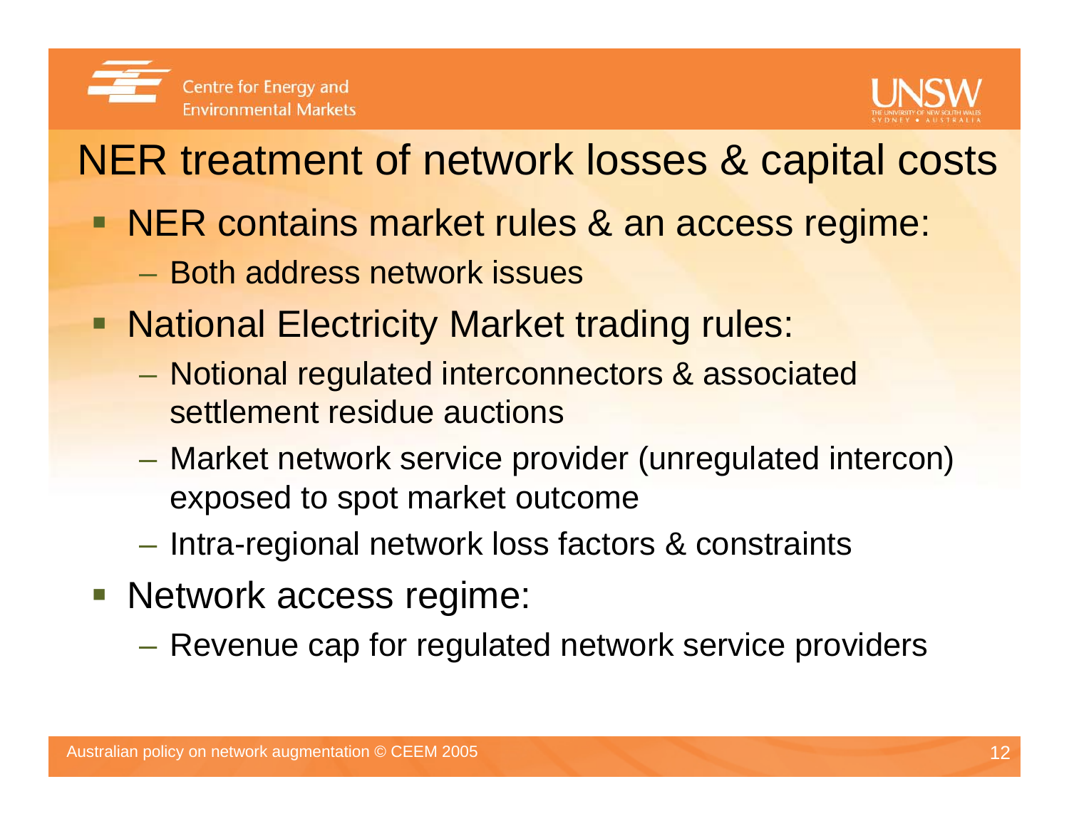# NER treatment of network losses & capital costs

- NER contains market rules & an access regime:
  - Both address network issues
- National Electricity Market trading rules:
  - Notional regulated interconnectors & associated settlement residue auctions
  - Market network service provider (unregulated intercon) exposed to spot market outcome
  - Intra-regional network loss factors & constraints
- Network access regime:
  - Revenue cap for regulated network service providers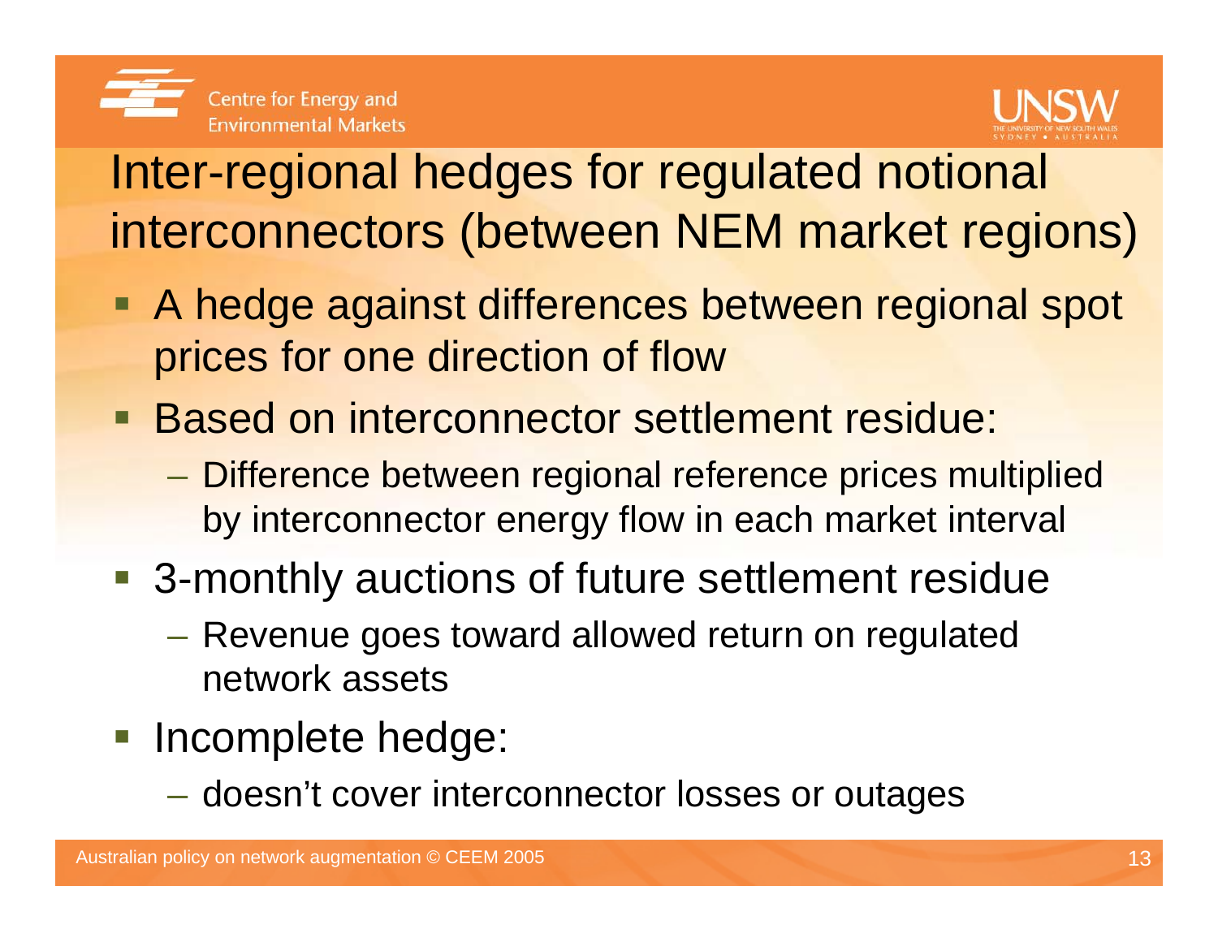# Inter-regional hedges for regulated notional interconnectors (between NEM market regions)

- A hedge against differences between regional spot prices for one direction of flow
- Based on interconnector settlement residue:
  - Difference between regional reference prices multiplied by interconnector energy flow in each market interval
- 3-monthly auctions of future settlement residue
  - Revenue goes toward allowed return on regulated network assets
- Incomplete hedge:
  - doesn't cover interconnector losses or outages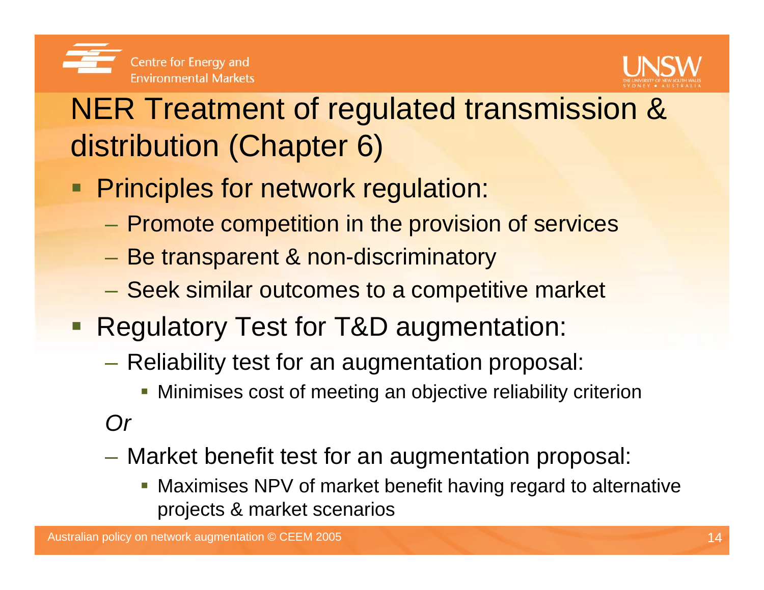# NER Treatment of regulated transmission & distribution (Chapter 6)

- Principles for network regulation:
  - Promote competition in the provision of services
  - Be transparent & non-discriminatory
  - Seek similar outcomes to a competitive market
- Regulatory Test for T&D augmentation:
  - Reliability test for an augmentation proposal:
    - Minimises cost of meeting an objective reliability criterion

  *Or*

  - Market benefit test for an augmentation proposal:
    - Maximises NPV of market benefit having regard to alternative projects & market scenarios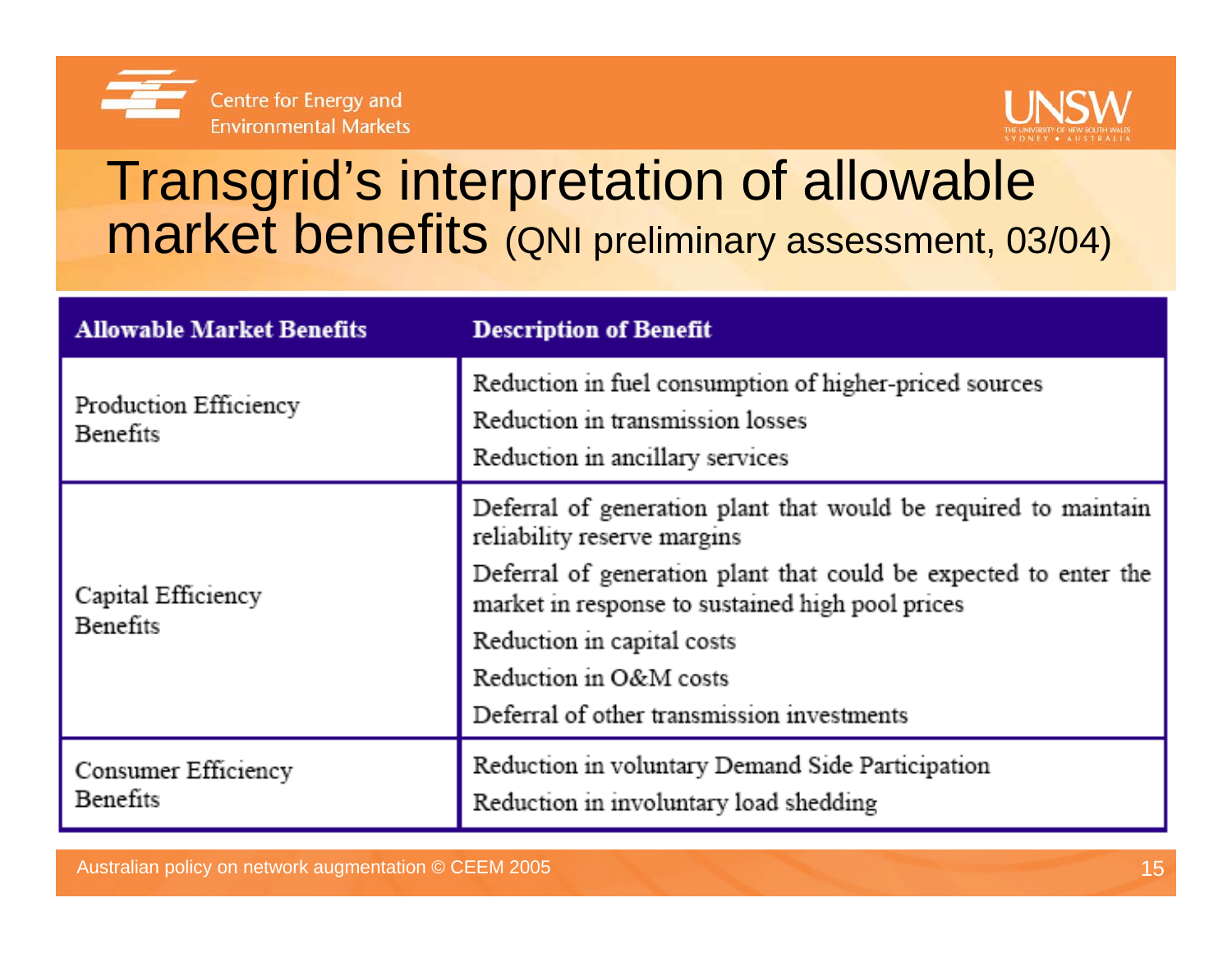# Transgrid's interpretation of allowable market benefits (QNI preliminary assessment, 03/04)

| Allowable Market Benefits | Description of Benefit |
|---|---|
| Production Efficiency Benefits | Reduction in fuel consumption of higher-priced sources<br>Reduction in transmission losses<br>Reduction in ancillary services |
| Capital Efficiency Benefits | Deferral of generation plant that would be required to maintain reliability reserve margins<br>Deferral of generation plant that could be expected to enter the market in response to sustained high pool prices<br>Reduction in capital costs<br>Reduction in O&M costs<br>Deferral of other transmission investments |
| Consumer Efficiency Benefits | Reduction in voluntary Demand Side Participation<br>Reduction in involuntary load shedding |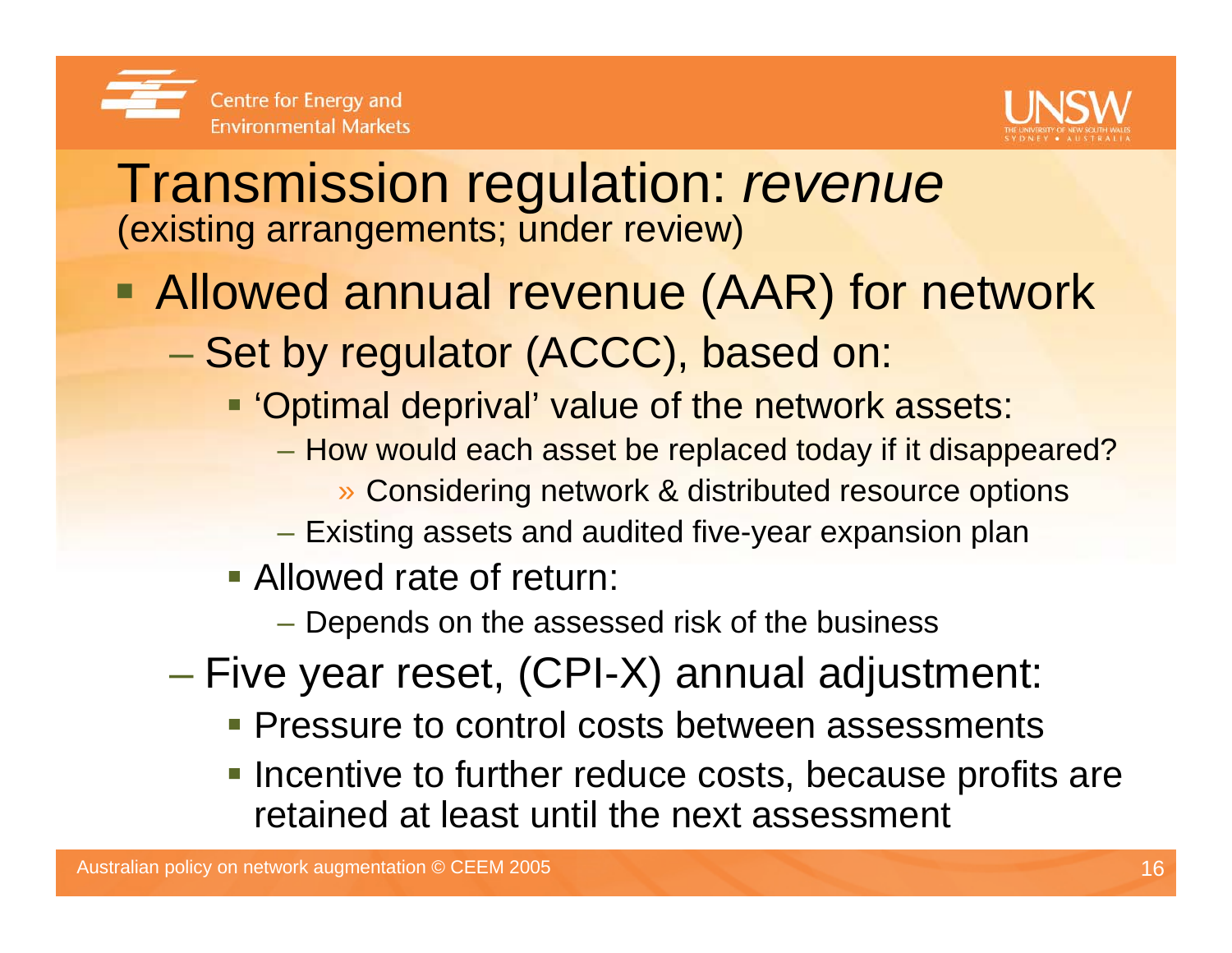# Transmission regulation: *revenue*

(existing arrangements; under review)

- Allowed annual revenue (AAR) for network
  - Set by regulator (ACCC), based on:
    - 'Optimal deprival' value of the network assets:
      - How would each asset be replaced today if it disappeared?
        - » Considering network & distributed resource options
      - Existing assets and audited five-year expansion plan
    - Allowed rate of return:
      - Depends on the assessed risk of the business
  - Five year reset, (CPI-X) annual adjustment:
    - Pressure to control costs between assessments
    - Incentive to further reduce costs, because profits are retained at least until the next assessment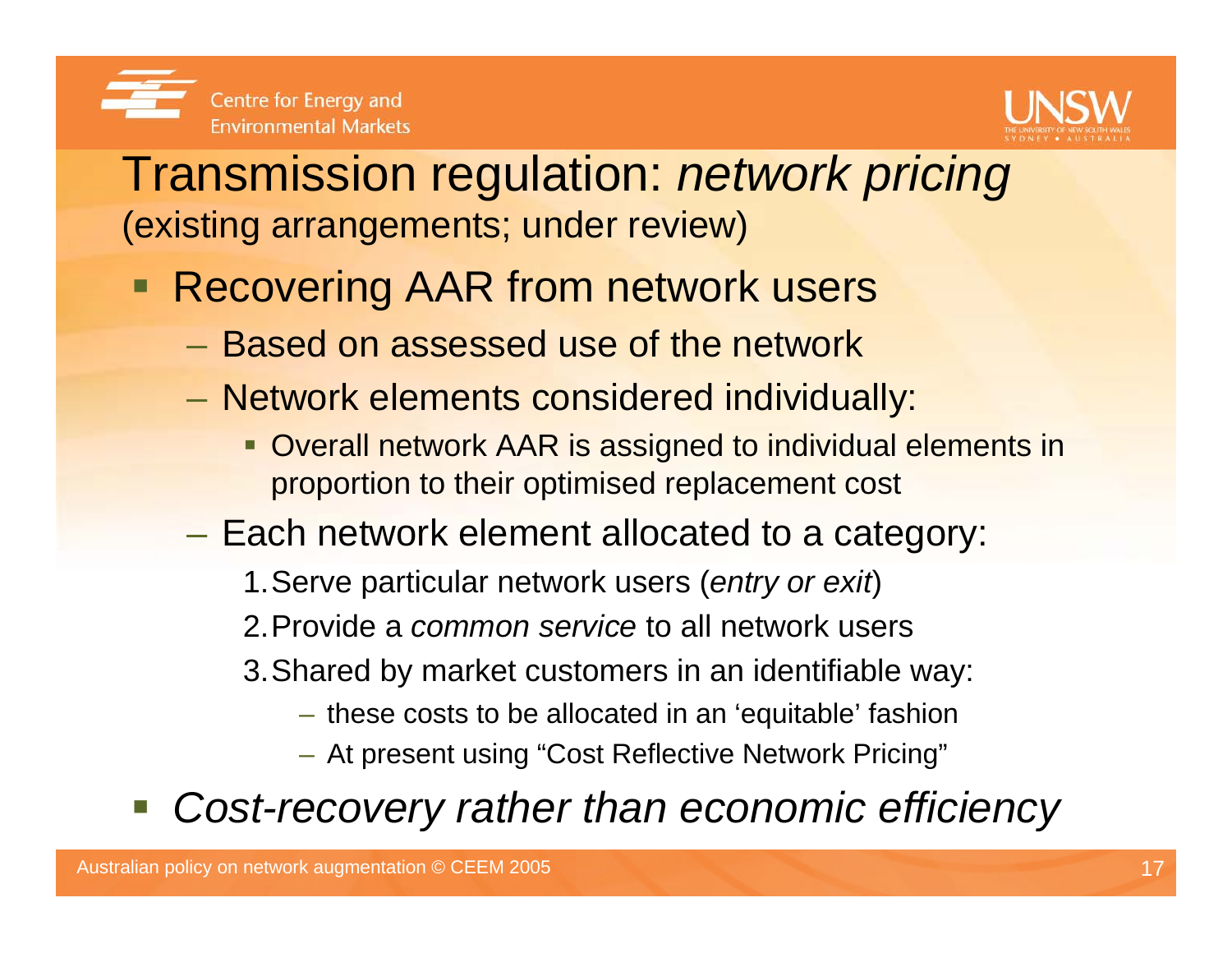# Transmission regulation: *network pricing*

(existing arrangements; under review)

- Recovering AAR from network users
  - Based on assessed use of the network
  - Network elements considered individually:
    - Overall network AAR is assigned to individual elements in proportion to their optimised replacement cost
  - Each network element allocated to a category:
    1. Serve particular network users (*entry or exit*)
    2. Provide a *common service* to all network users
    3. Shared by market customers in an identifiable way:
       - these costs to be allocated in an 'equitable' fashion
       - At present using "Cost Reflective Network Pricing"
- *Cost-recovery rather than economic efficiency*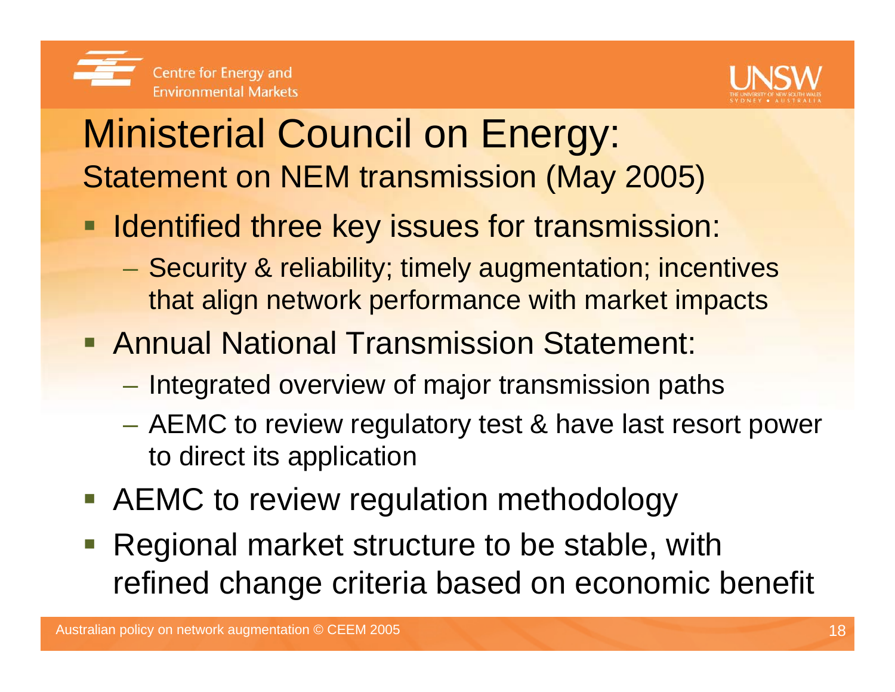# Ministerial Council on Energy:
## Statement on NEM transmission (May 2005)

- Identified three key issues for transmission:
  - Security & reliability; timely augmentation; incentives that align network performance with market impacts
- Annual National Transmission Statement:
  - Integrated overview of major transmission paths
  - AEMC to review regulatory test & have last resort power to direct its application
- AEMC to review regulation methodology
- Regional market structure to be stable, with refined change criteria based on economic benefit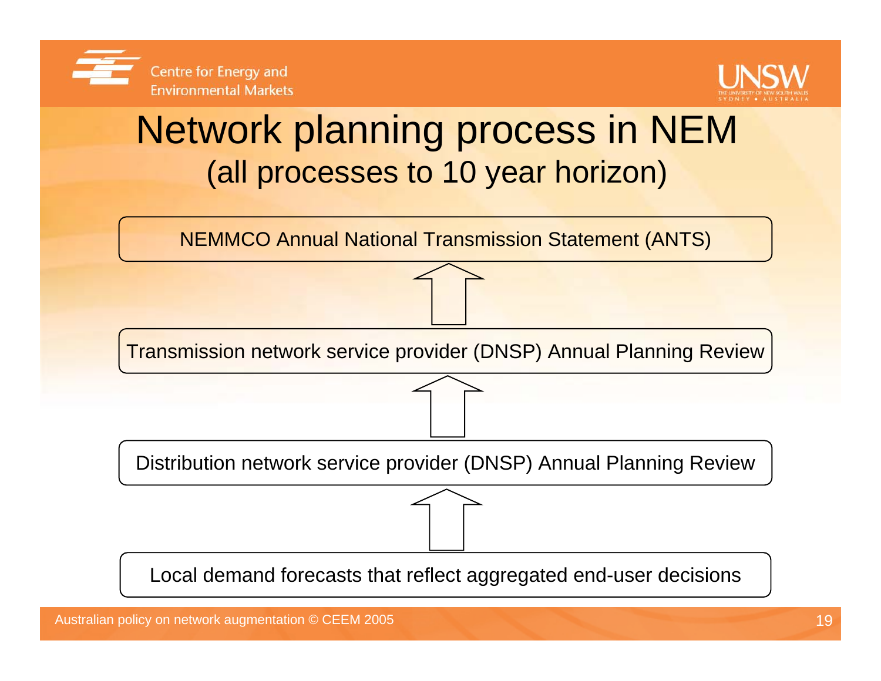# Network planning process in NEM
## (all processes to 10 year horizon)

NEMMCO Annual National Transmission Statement (ANTS)

↑

Transmission network service provider (DNSP) Annual Planning Review

↑

Distribution network service provider (DNSP) Annual Planning Review

↑

Local demand forecasts that reflect aggregated end-user decisions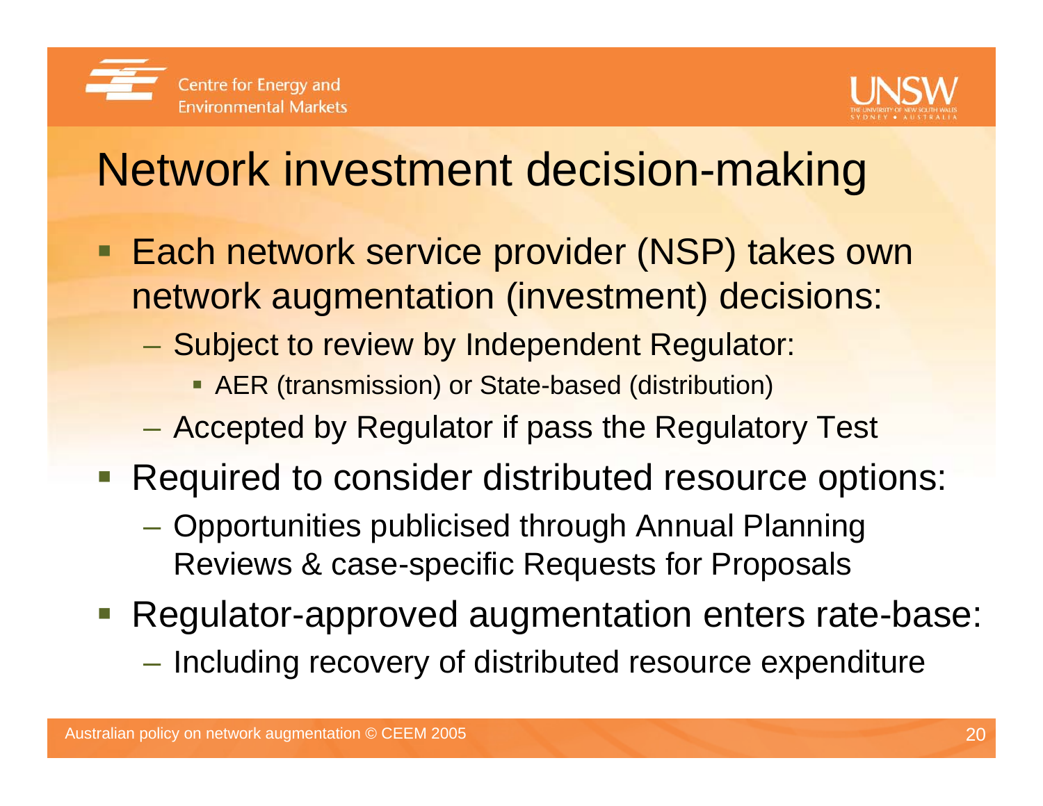# Network investment decision-making

- Each network service provider (NSP) takes own network augmentation (investment) decisions:
  - Subject to review by Independent Regulator:
    - AER (transmission) or State-based (distribution)
  - Accepted by Regulator if pass the Regulatory Test
- Required to consider distributed resource options:
  - Opportunities publicised through Annual Planning Reviews & case-specific Requests for Proposals
- Regulator-approved augmentation enters rate-base:
  - Including recovery of distributed resource expenditure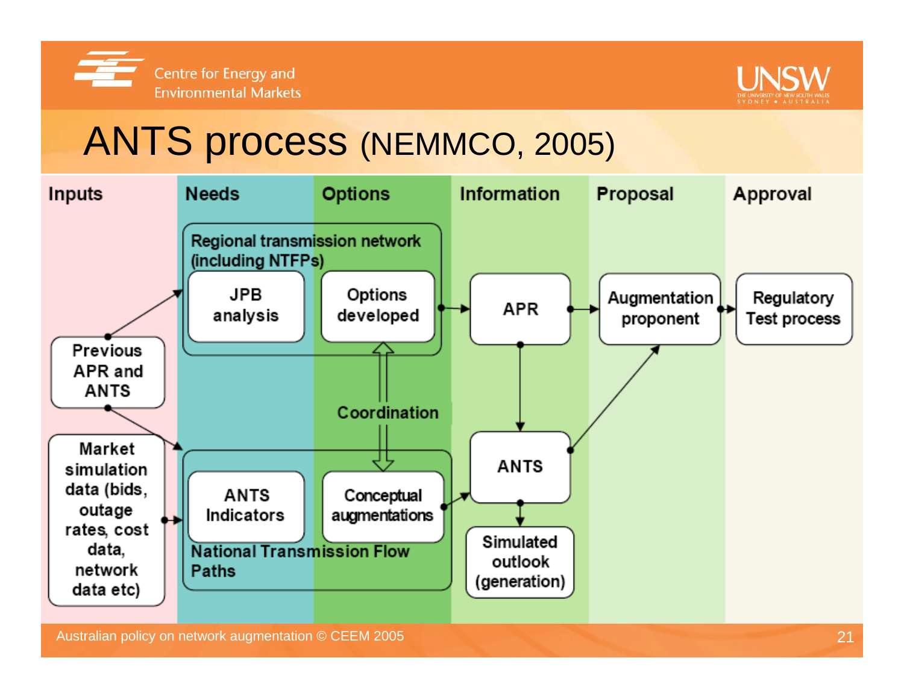# ANTS process (NEMMCO, 2005)

Inputs

Needs

Options

Information

Proposal

Approval

Regional transmission network (including NTFPs)

JPB analysis

Options developed

APR

Augmentation proponent

Regulatory Test process

Previous APR and ANTS

Coordination

Market simulation data (bids, outage rates, cost data, network data etc)

ANTS

ANTS Indicators

Conceptual augmentations

National Transmission Flow Paths

Simulated outlook (generation)

Australian policy on network augmentation © CEEM 2005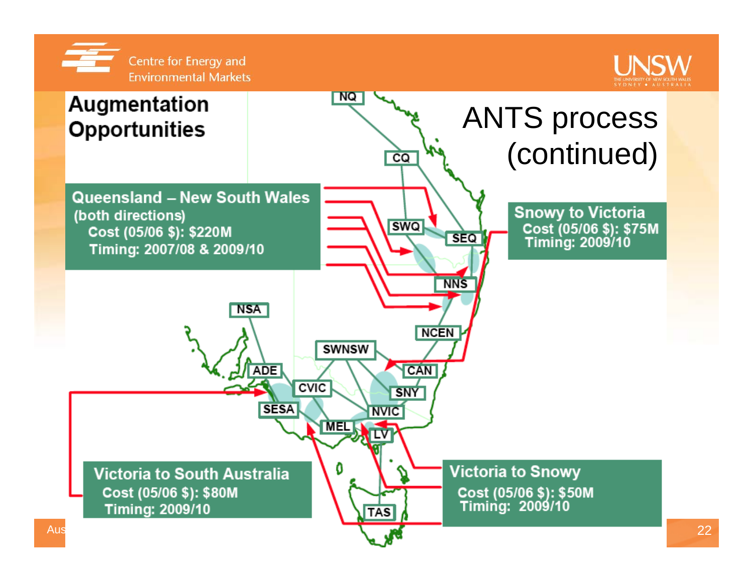# ANTS process (continued)

## Augmentation Opportunities

**Queensland – New South Wales (both directions)**
Cost (05/06 $): $220M
Timing: 2007/08 & 2009/10

**Snowy to Victoria**
Cost (05/06 $): $75M
Timing: 2009/10

**Victoria to South Australia**
Cost (05/06 $): $80M
Timing: 2009/10

**Victoria to Snowy**
Cost (05/06 $): $50M
Timing: 2009/10

NQ
CQ
SWQ
SEQ
NNS
NCEN
CAN
SNY
SWNSW
NSA
ADE
CVIC
SESA
MEL
NVIC
LV
TAS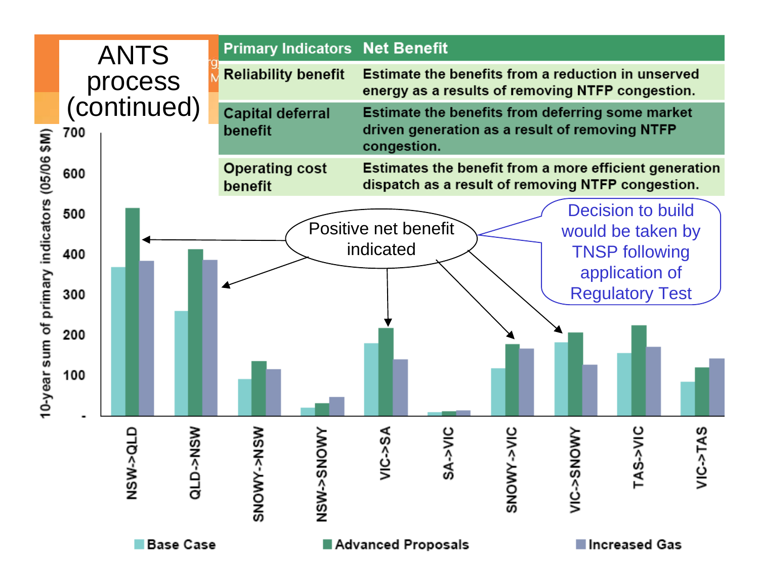# ANTS process (continued)

| Primary Indicators | Net Benefit |
|---|---|
| Reliability benefit | Estimate the benefits from a reduction in unserved energy as a results of removing NTFP congestion. |
| Capital deferral benefit | Estimate the benefits from deferring some market driven generation as a result of removing NTFP congestion. |
| Operating cost benefit | Estimates the benefit from a more efficient generation dispatch as a result of removing NTFP congestion. |

10-year sum of primary indicators (05/06 $M)

700
600
500
400
300
200
100
-

NSW->QLD
QLD->NSW
SNOWY->NSW
NSW->SNOWY
VIC->SA
SA->VIC
SNOWY->VIC
VIC->SNOWY
TAS->VIC
VIC->TAS

Base Case
Advanced Proposals
Increased Gas

Positive net benefit indicated

Decision to build would be taken by TNSP following application of Regulatory Test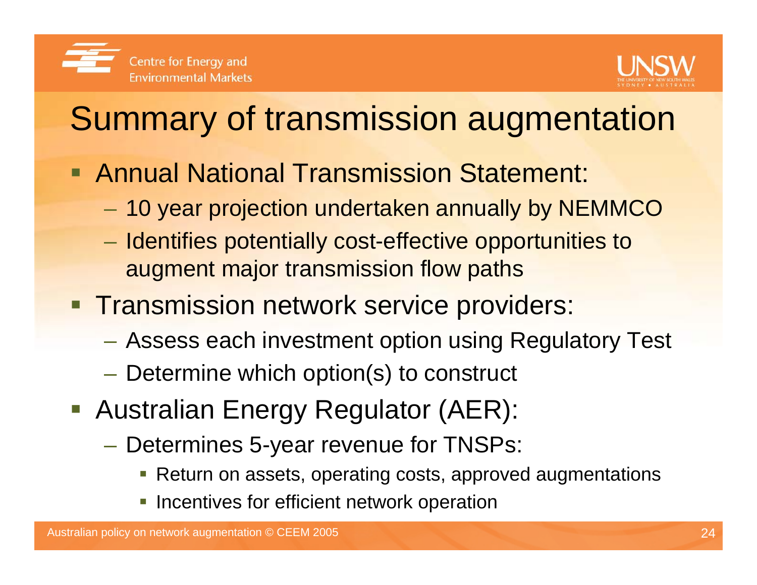# Summary of transmission augmentation

- Annual National Transmission Statement:
  - 10 year projection undertaken annually by NEMMCO
  - Identifies potentially cost-effective opportunities to augment major transmission flow paths
- Transmission network service providers:
  - Assess each investment option using Regulatory Test
  - Determine which option(s) to construct
- Australian Energy Regulator (AER):
  - Determines 5-year revenue for TNSPs:
    - Return on assets, operating costs, approved augmentations
    - Incentives for efficient network operation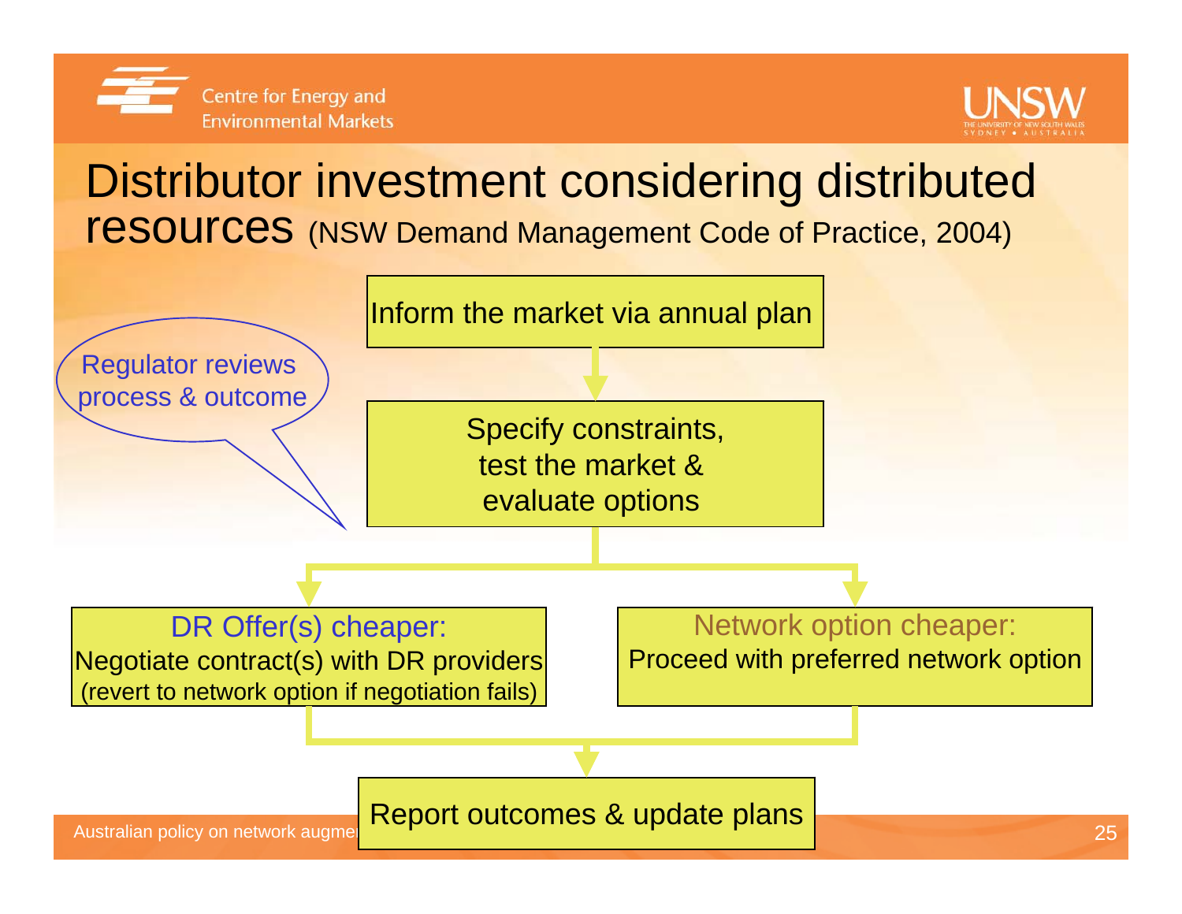# Distributor investment considering distributed resources (NSW Demand Management Code of Practice, 2004)

Inform the market via annual plan

Specify constraints, test the market & evaluate options

Regulator reviews process & outcome

DR Offer(s) cheaper:
Negotiate contract(s) with DR providers
(revert to network option if negotiation fails)

Network option cheaper:
Proceed with preferred network option

Report outcomes & update plans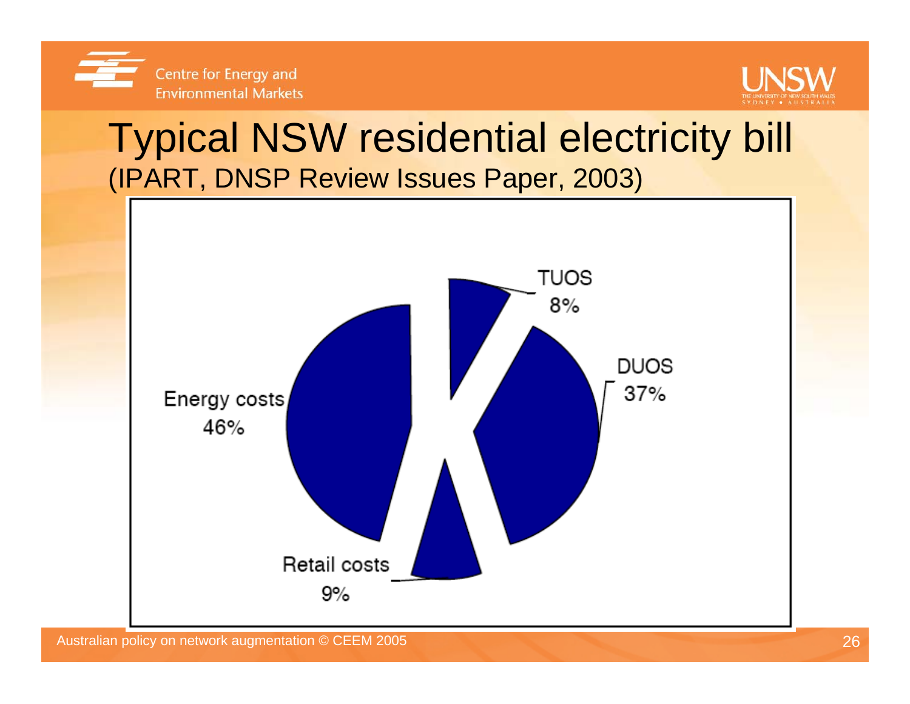# Typical NSW residential electricity bill

(IPART, DNSP Review Issues Paper, 2003)

TUOS
8%

DUOS
37%

Energy costs
46%

Retail costs
9%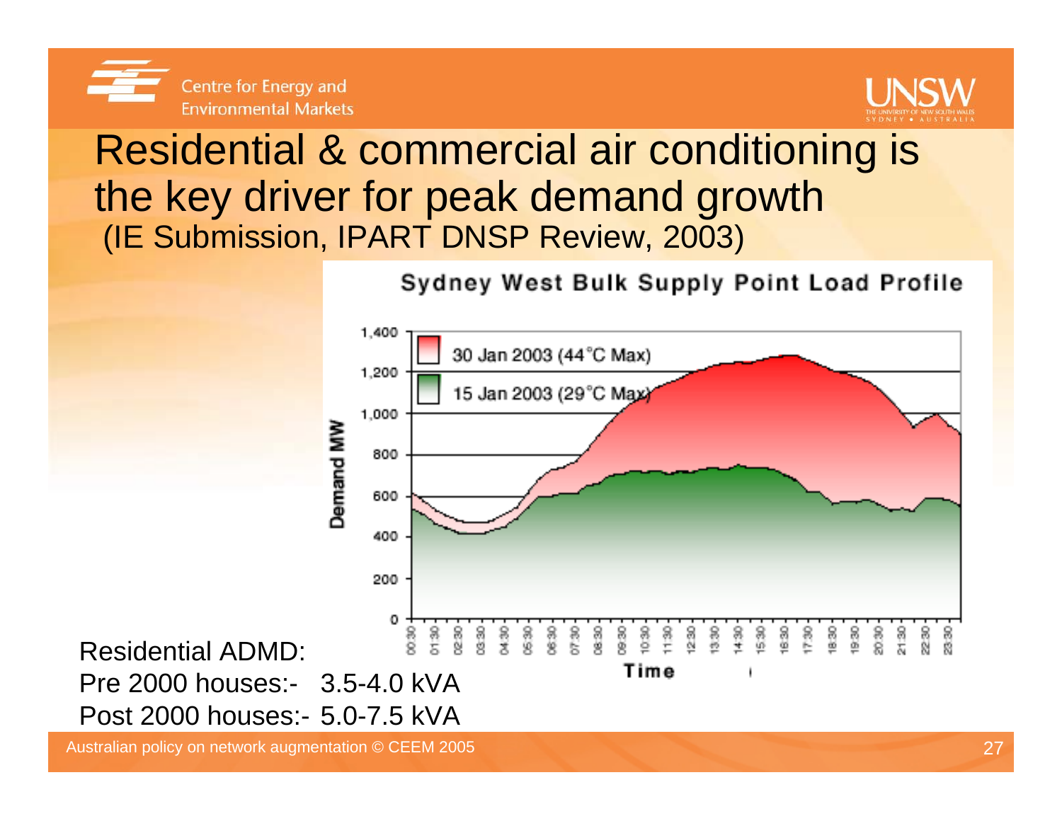# Residential & commercial air conditioning is the key driver for peak demand growth

(IE Submission, IPART DNSP Review, 2003)

Sydney West Bulk Supply Point Load Profile

1,400
1,200
1,000
800
600
400
200
0

Demand MW

30 Jan 2003 (44°C Max)

15 Jan 2003 (29°C Max)

00:30 01:30 02:30 03:30 04:30 05:30 06:30 07:30 08:30 09:30 10:30 11:30 12:30 13:30 14:30 15:30 16:30 17:30 18:30 19:30 20:30 21:30 22:30 23:30

Time

Residential ADMD:
Pre 2000 houses:- 3.5-4.0 kVA
Post 2000 houses:- 5.0-7.5 kVA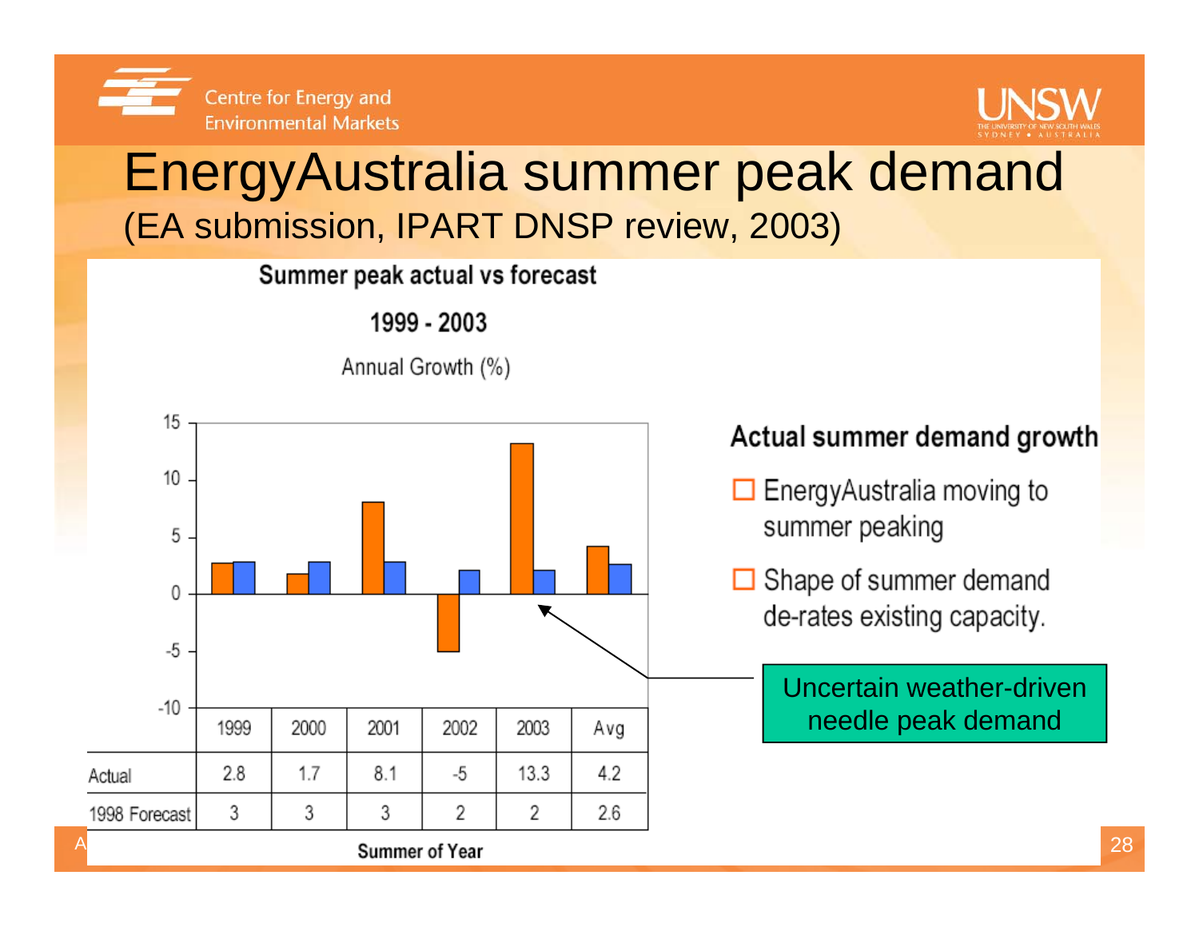# EnergyAustralia summer peak demand

(EA submission, IPART DNSP review, 2003)

Summer peak actual vs forecast

1999 - 2003

Annual Growth (%)

15
10
5
0
-5
-10

| | 1999 | 2000 | 2001 | 2002 | 2003 | Avg |
|---|---|---|---|---|---|---|
| Actual | 2.8 | 1.7 | 8.1 | -5 | 13.3 | 4.2 |
| 1998 Forecast | 3 | 3 | 3 | 2 | 2 | 2.6 |

Summer of Year

**Actual summer demand growth**

- EnergyAustralia moving to summer peaking
- Shape of summer demand de-rates existing capacity.

Uncertain weather-driven needle peak demand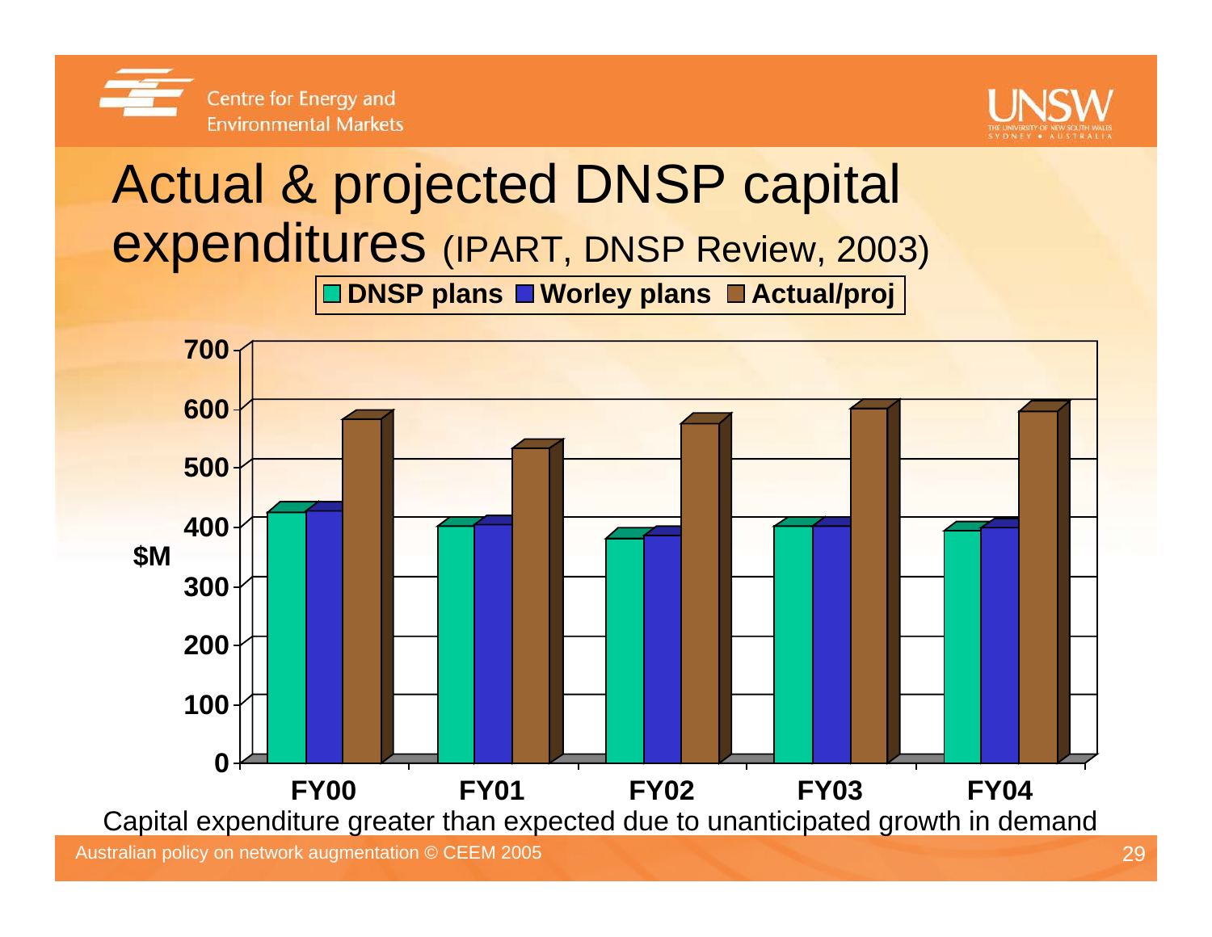# Actual & projected DNSP capital expenditures (IPART, DNSP Review, 2003)

DNSP plans
Worley plans
Actual/proj

$M

0
100
200
300
400
500
600
700

FY00
FY01
FY02
FY03
FY04

Capital expenditure greater than expected due to unanticipated growth in demand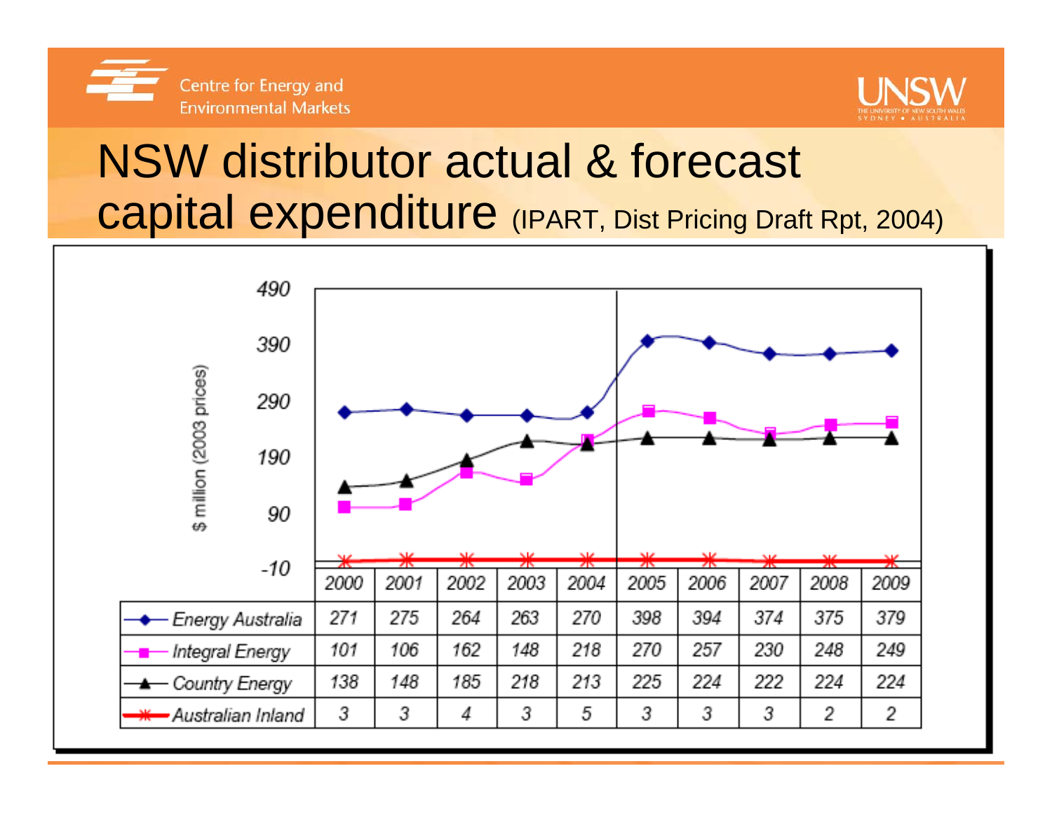# NSW distributor actual & forecast capital expenditure (IPART, Dist Pricing Draft Rpt, 2004)

$ million (2003 prices)

490
390
290
190
90
-10

| | 2000 | 2001 | 2002 | 2003 | 2004 | 2005 | 2006 | 2007 | 2008 | 2009 |
|---|---|---|---|---|---|---|---|---|---|---|
| Energy Australia | 271 | 275 | 264 | 263 | 270 | 398 | 394 | 374 | 375 | 379 |
| Integral Energy | 101 | 106 | 162 | 148 | 218 | 270 | 257 | 230 | 248 | 249 |
| Country Energy | 138 | 148 | 185 | 218 | 213 | 225 | 224 | 222 | 224 | 224 |
| Australian Inland | 3 | 3 | 4 | 3 | 5 | 3 | 3 | 3 | 2 | 2 |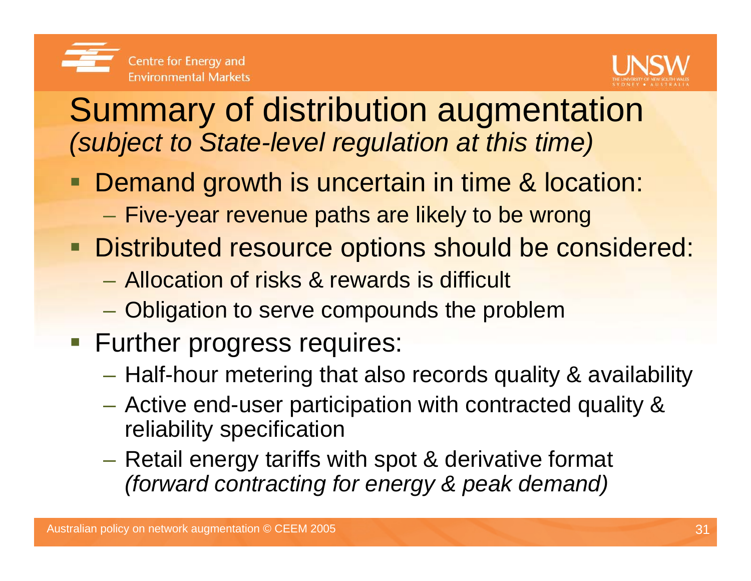# Summary of distribution augmentation
*(subject to State-level regulation at this time)*

- Demand growth is uncertain in time & location:
  - Five-year revenue paths are likely to be wrong
- Distributed resource options should be considered:
  - Allocation of risks & rewards is difficult
  - Obligation to serve compounds the problem
- Further progress requires:
  - Half-hour metering that also records quality & availability
  - Active end-user participation with contracted quality & reliability specification
  - Retail energy tariffs with spot & derivative format *(forward contracting for energy & peak demand)*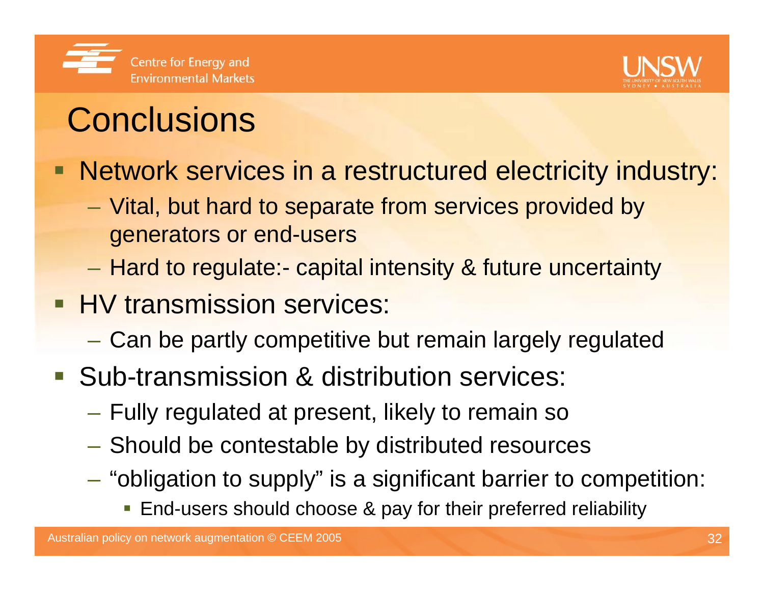# Conclusions

- Network services in a restructured electricity industry:
  - Vital, but hard to separate from services provided by generators or end-users
  - Hard to regulate:- capital intensity & future uncertainty
- HV transmission services:
  - Can be partly competitive but remain largely regulated
- Sub-transmission & distribution services:
  - Fully regulated at present, likely to remain so
  - Should be contestable by distributed resources
  - "obligation to supply" is a significant barrier to competition:
    - End-users should choose & pay for their preferred reliability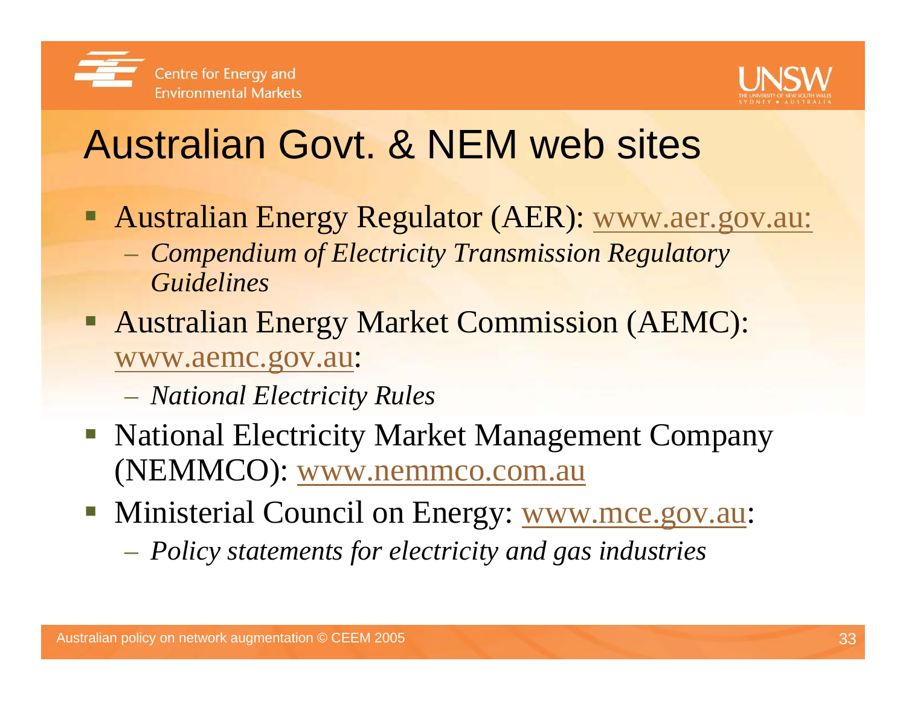# Australian Govt. & NEM web sites

- Australian Energy Regulator (AER): www.aer.gov.au:
  - *Compendium of Electricity Transmission Regulatory Guidelines*
- Australian Energy Market Commission (AEMC): www.aemc.gov.au:
  - *National Electricity Rules*
- National Electricity Market Management Company (NEMMCO): www.nemmco.com.au
- Ministerial Council on Energy: www.mce.gov.au:
  - *Policy statements for electricity and gas industries*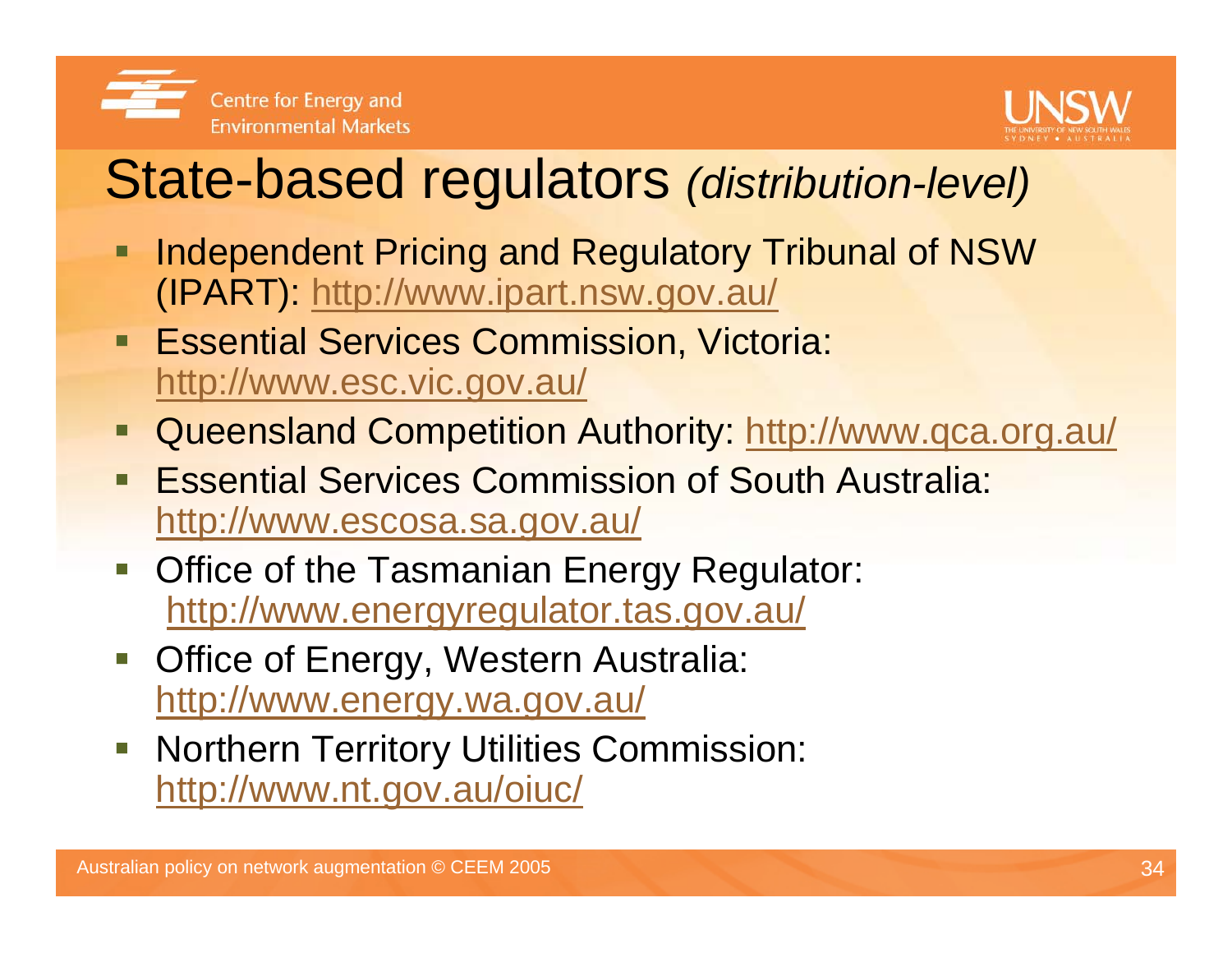# State-based regulators *(distribution-level)*

- Independent Pricing and Regulatory Tribunal of NSW (IPART): http://www.ipart.nsw.gov.au/
- Essential Services Commission, Victoria: http://www.esc.vic.gov.au/
- Queensland Competition Authority: http://www.qca.org.au/
- Essential Services Commission of South Australia: http://www.escosa.sa.gov.au/
- Office of the Tasmanian Energy Regulator: http://www.energyregulator.tas.gov.au/
- Office of Energy, Western Australia: http://www.energy.wa.gov.au/
- Northern Territory Utilities Commission: http://www.nt.gov.au/oiuc/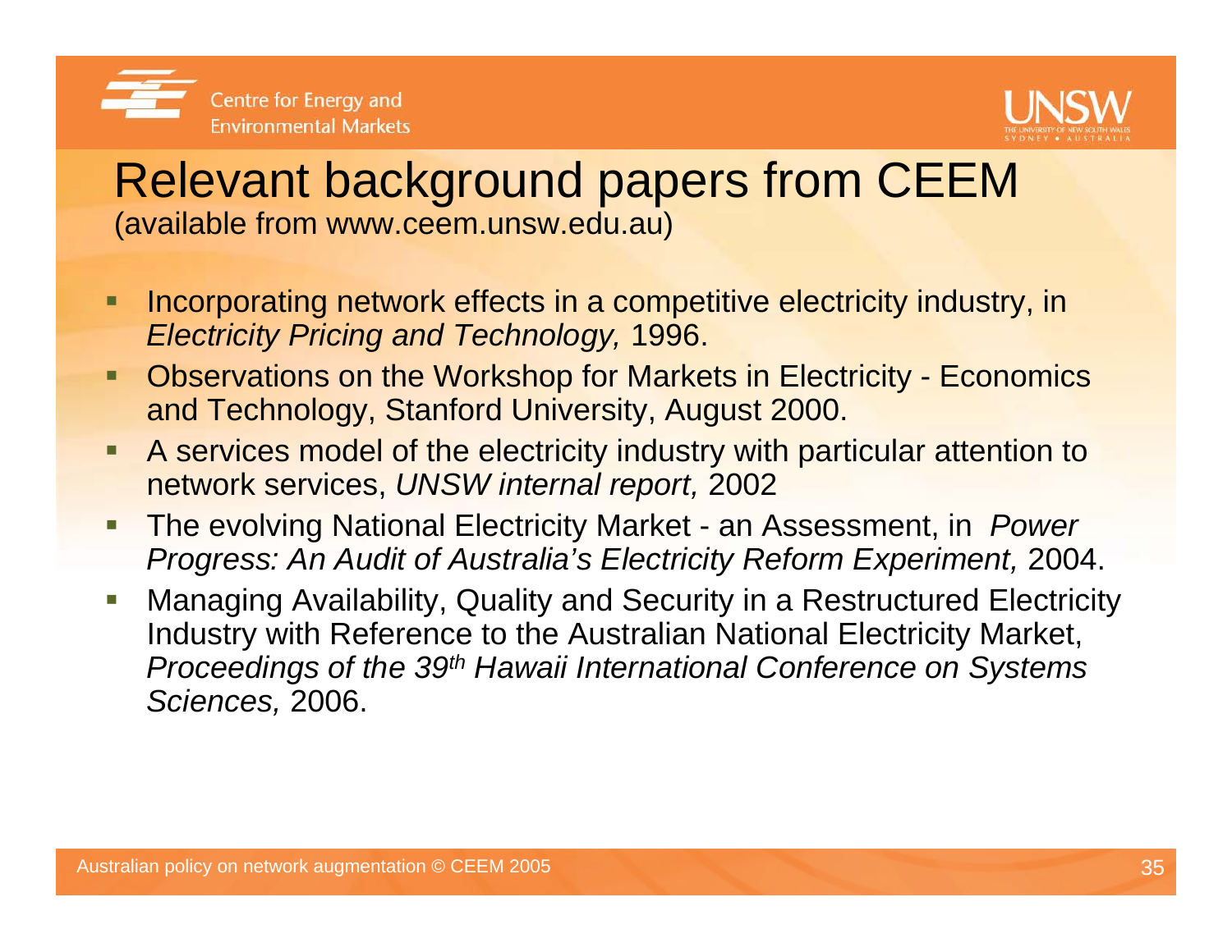# Relevant background papers from CEEM

(available from www.ceem.unsw.edu.au)

- Incorporating network effects in a competitive electricity industry, in *Electricity Pricing and Technology,* 1996.
- Observations on the Workshop for Markets in Electricity - Economics and Technology, Stanford University, August 2000.
- A services model of the electricity industry with particular attention to network services, *UNSW internal report,* 2002
- The evolving National Electricity Market - an Assessment, in *Power Progress: An Audit of Australia's Electricity Reform Experiment,* 2004.
- Managing Availability, Quality and Security in a Restructured Electricity Industry with Reference to the Australian National Electricity Market, *Proceedings of the 39th Hawaii International Conference on Systems Sciences,* 2006.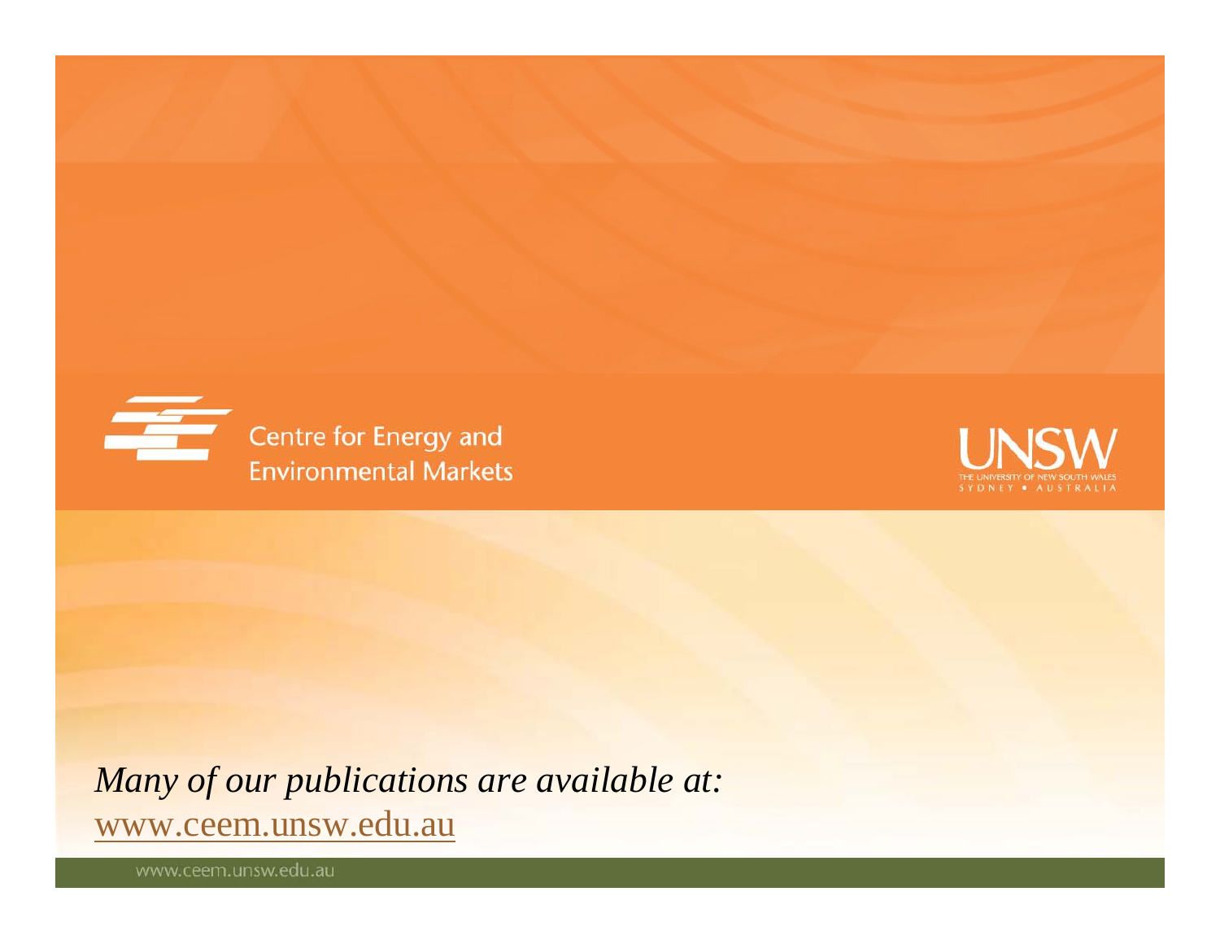Centre for Energy and Environmental Markets

UNSW THE UNIVERSITY OF NEW SOUTH WALES SYDNEY • AUSTRALIA

*Many of our publications are available at:*
[www.ceem.unsw.edu.au](http://www.ceem.unsw.edu.au)